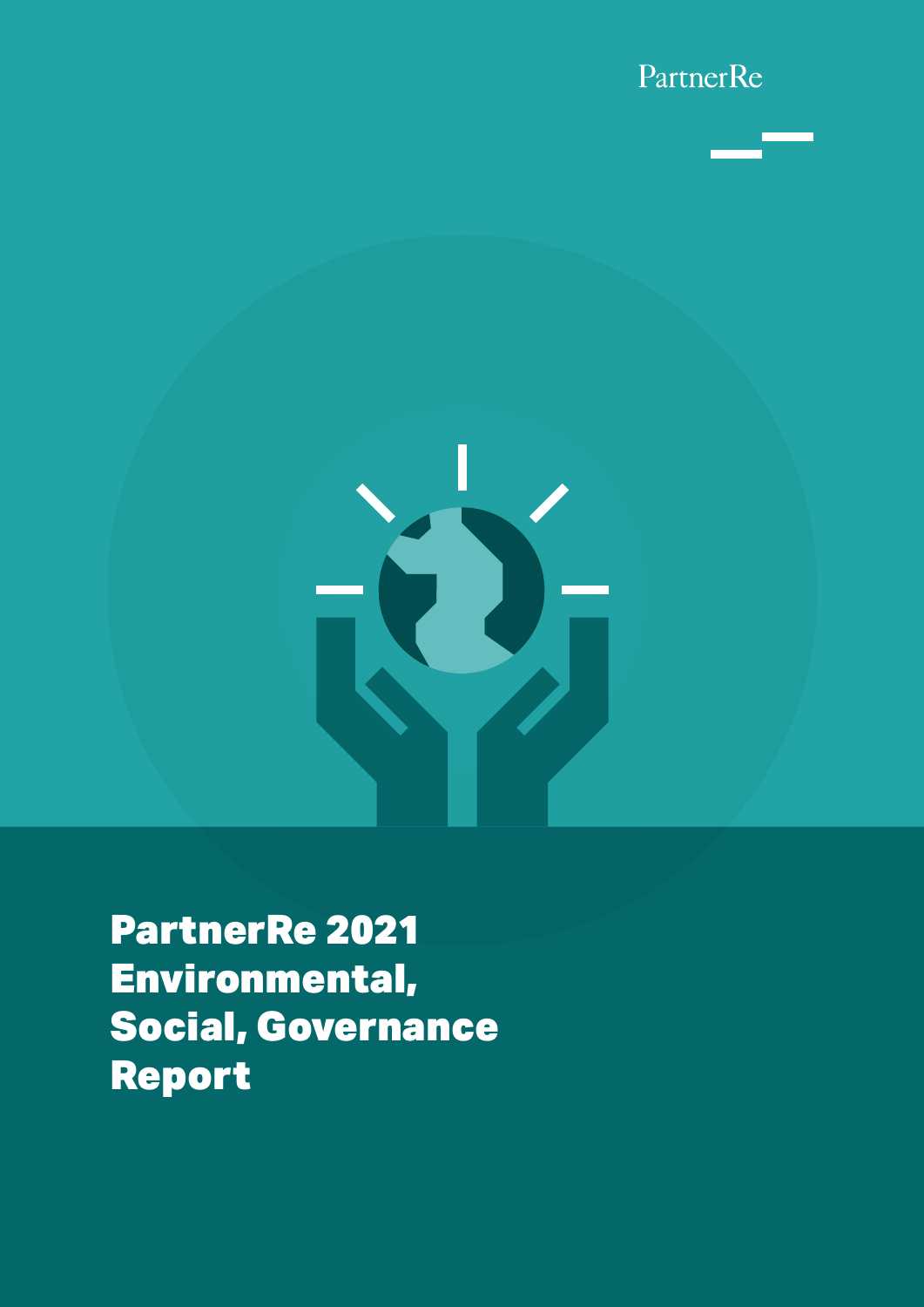PartnerRe

# PartnerRe 2021 Environmental, Social, Governance Report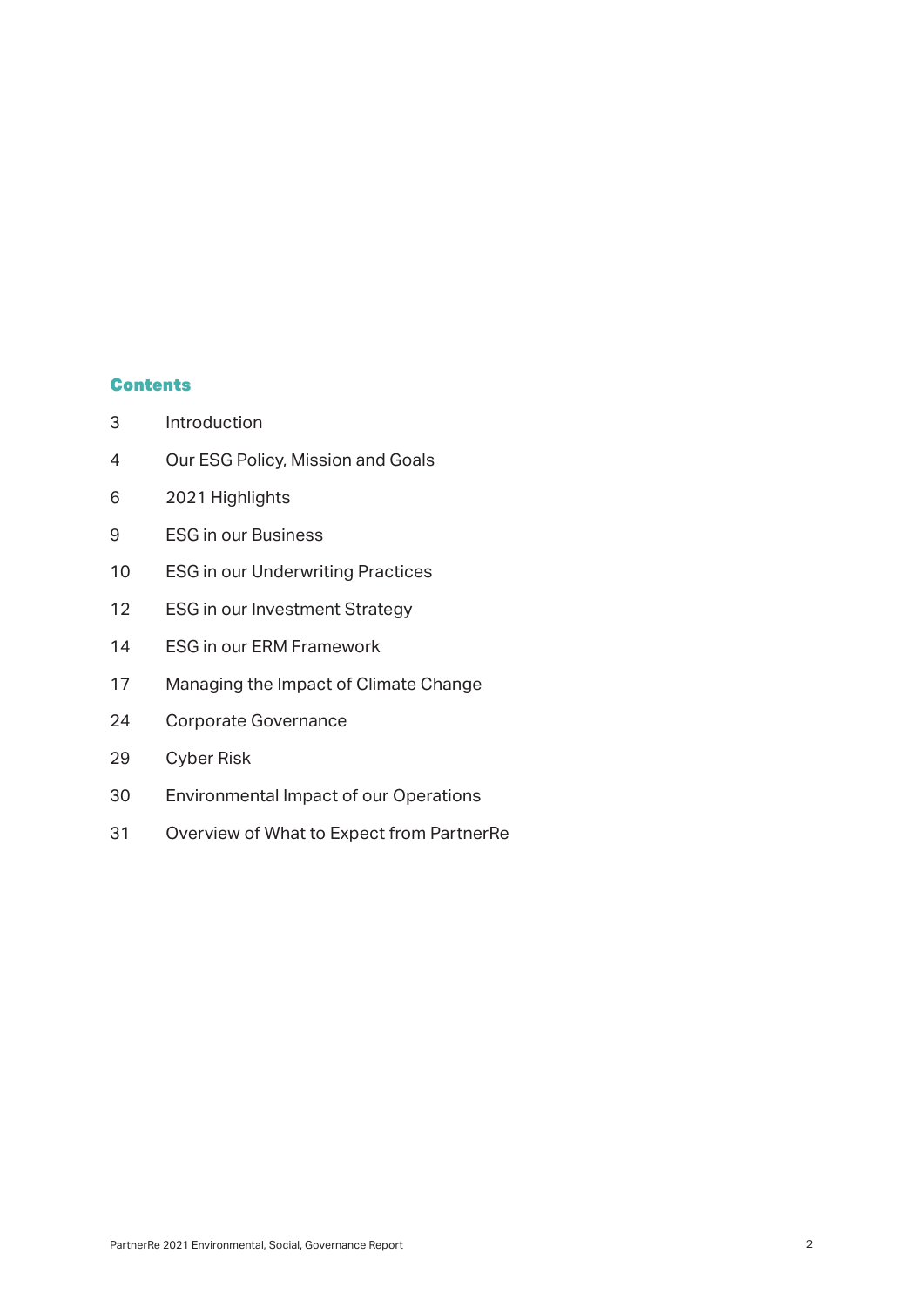## Contents

| | |
|---|---|
| 3 | Introduction |
| 4 | Our ESG Policy, Mission and Goals |
| 6 | 2021 Highlights |
| 9 | ESG in our Business |
| 10 | ESG in our Underwriting Practices |
| 12 | ESG in our Investment Strategy |
| 14 | ESG in our ERM Framework |
| 17 | Managing the Impact of Climate Change |
| 24 | Corporate Governance |
| 29 | Cyber Risk |
| 30 | Environmental Impact of our Operations |
| 31 | Overview of What to Expect from PartnerRe |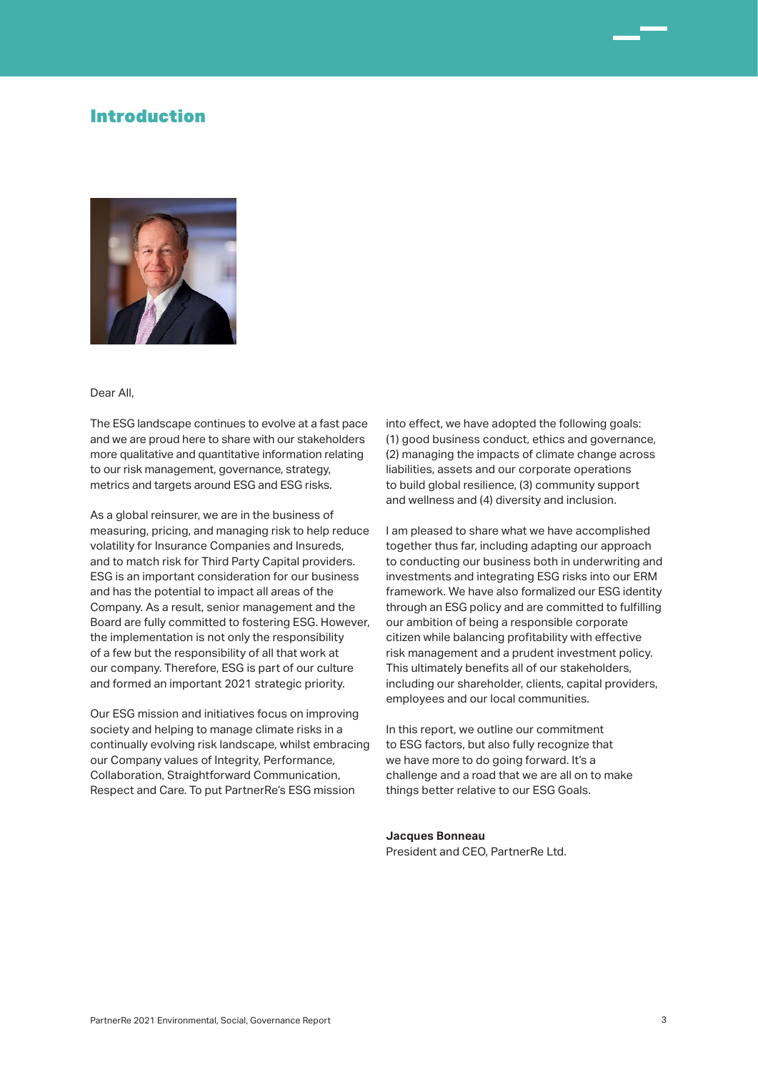# Introduction

Dear All,

The ESG landscape continues to evolve at a fast pace and we are proud here to share with our stakeholders more qualitative and quantitative information relating to our risk management, governance, strategy, metrics and targets around ESG and ESG risks.

As a global reinsurer, we are in the business of measuring, pricing, and managing risk to help reduce volatility for Insurance Companies and Insureds, and to match risk for Third Party Capital providers. ESG is an important consideration for our business and has the potential to impact all areas of the Company. As a result, senior management and the Board are fully committed to fostering ESG. However, the implementation is not only the responsibility of a few but the responsibility of all that work at our company. Therefore, ESG is part of our culture and formed an important 2021 strategic priority.

Our ESG mission and initiatives focus on improving society and helping to manage climate risks in a continually evolving risk landscape, whilst embracing our Company values of Integrity, Performance, Collaboration, Straightforward Communication, Respect and Care. To put PartnerRe's ESG mission into effect, we have adopted the following goals: (1) good business conduct, ethics and governance, (2) managing the impacts of climate change across liabilities, assets and our corporate operations to build global resilience, (3) community support and wellness and (4) diversity and inclusion.

I am pleased to share what we have accomplished together thus far, including adapting our approach to conducting our business both in underwriting and investments and integrating ESG risks into our ERM framework. We have also formalized our ESG identity through an ESG policy and are committed to fulfilling our ambition of being a responsible corporate citizen while balancing profitability with effective risk management and a prudent investment policy. This ultimately benefits all of our stakeholders, including our shareholder, clients, capital providers, employees and our local communities.

In this report, we outline our commitment to ESG factors, but also fully recognize that we have more to do going forward. It's a challenge and a road that we are all on to make things better relative to our ESG Goals.

**Jacques Bonneau**
President and CEO, PartnerRe Ltd.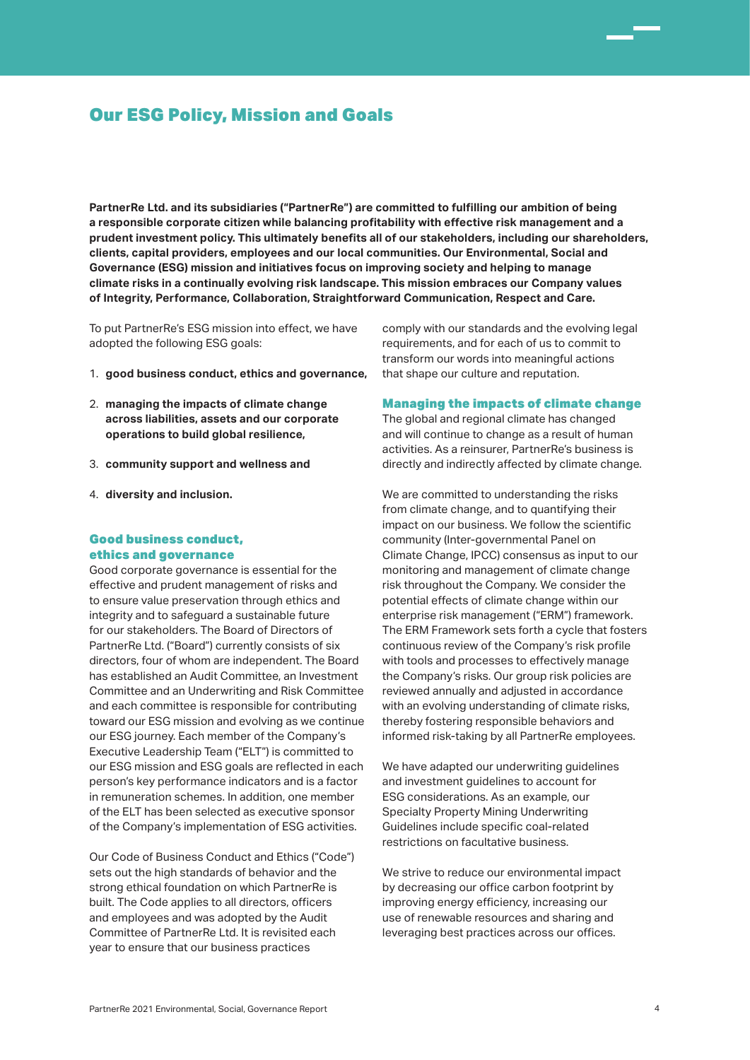# Our ESG Policy, Mission and Goals

**PartnerRe Ltd. and its subsidiaries ("PartnerRe") are committed to fulfilling our ambition of being a responsible corporate citizen while balancing profitability with effective risk management and a prudent investment policy. This ultimately benefits all of our stakeholders, including our shareholders, clients, capital providers, employees and our local communities. Our Environmental, Social and Governance (ESG) mission and initiatives focus on improving society and helping to manage climate risks in a continually evolving risk landscape. This mission embraces our Company values of Integrity, Performance, Collaboration, Straightforward Communication, Respect and Care.**

To put PartnerRe's ESG mission into effect, we have adopted the following ESG goals:

1. **good business conduct, ethics and governance,**
2. **managing the impacts of climate change across liabilities, assets and our corporate operations to build global resilience,**
3. **community support and wellness and**
4. **diversity and inclusion.**

## Good business conduct, ethics and governance

Good corporate governance is essential for the effective and prudent management of risks and to ensure value preservation through ethics and integrity and to safeguard a sustainable future for our stakeholders. The Board of Directors of PartnerRe Ltd. ("Board") currently consists of six directors, four of whom are independent. The Board has established an Audit Committee, an Investment Committee and an Underwriting and Risk Committee and each committee is responsible for contributing toward our ESG mission and evolving as we continue our ESG journey. Each member of the Company's Executive Leadership Team ("ELT") is committed to our ESG mission and ESG goals are reflected in each person's key performance indicators and is a factor in remuneration schemes. In addition, one member of the ELT has been selected as executive sponsor of the Company's implementation of ESG activities.

Our Code of Business Conduct and Ethics ("Code") sets out the high standards of behavior and the strong ethical foundation on which PartnerRe is built. The Code applies to all directors, officers and employees and was adopted by the Audit Committee of PartnerRe Ltd. It is revisited each year to ensure that our business practices comply with our standards and the evolving legal requirements, and for each of us to commit to transform our words into meaningful actions that shape our culture and reputation.

## Managing the impacts of climate change

The global and regional climate has changed and will continue to change as a result of human activities. As a reinsurer, PartnerRe's business is directly and indirectly affected by climate change.

We are committed to understanding the risks from climate change, and to quantifying their impact on our business. We follow the scientific community (Inter-governmental Panel on Climate Change, IPCC) consensus as input to our monitoring and management of climate change risk throughout the Company. We consider the potential effects of climate change within our enterprise risk management ("ERM") framework. The ERM Framework sets forth a cycle that fosters continuous review of the Company's risk profile with tools and processes to effectively manage the Company's risks. Our group risk policies are reviewed annually and adjusted in accordance with an evolving understanding of climate risks, thereby fostering responsible behaviors and informed risk-taking by all PartnerRe employees.

We have adapted our underwriting guidelines and investment guidelines to account for ESG considerations. As an example, our Specialty Property Mining Underwriting Guidelines include specific coal-related restrictions on facultative business.

We strive to reduce our environmental impact by decreasing our office carbon footprint by improving energy efficiency, increasing our use of renewable resources and sharing and leveraging best practices across our offices.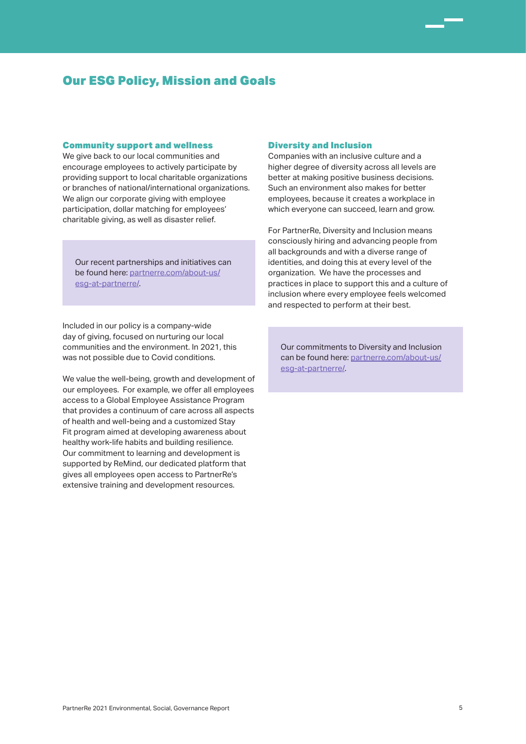# Our ESG Policy, Mission and Goals

### Community support and wellness

We give back to our local communities and encourage employees to actively participate by providing support to local charitable organizations or branches of national/international organizations. We align our corporate giving with employee participation, dollar matching for employees' charitable giving, as well as disaster relief.

> Our recent partnerships and initiatives can be found here: [partnerre.com/about-us/esg-at-partnerre/](https://partnerre.com/about-us/esg-at-partnerre/).

Included in our policy is a company-wide day of giving, focused on nurturing our local communities and the environment. In 2021, this was not possible due to Covid conditions.

We value the well-being, growth and development of our employees. For example, we offer all employees access to a Global Employee Assistance Program that provides a continuum of care across all aspects of health and well-being and a customized Stay Fit program aimed at developing awareness about healthy work-life habits and building resilience. Our commitment to learning and development is supported by ReMind, our dedicated platform that gives all employees open access to PartnerRe's extensive training and development resources.

### Diversity and Inclusion

Companies with an inclusive culture and a higher degree of diversity across all levels are better at making positive business decisions. Such an environment also makes for better employees, because it creates a workplace in which everyone can succeed, learn and grow.

For PartnerRe, Diversity and Inclusion means consciously hiring and advancing people from all backgrounds and with a diverse range of identities, and doing this at every level of the organization. We have the processes and practices in place to support this and a culture of inclusion where every employee feels welcomed and respected to perform at their best.

> Our commitments to Diversity and Inclusion can be found here: [partnerre.com/about-us/esg-at-partnerre/](https://partnerre.com/about-us/esg-at-partnerre/).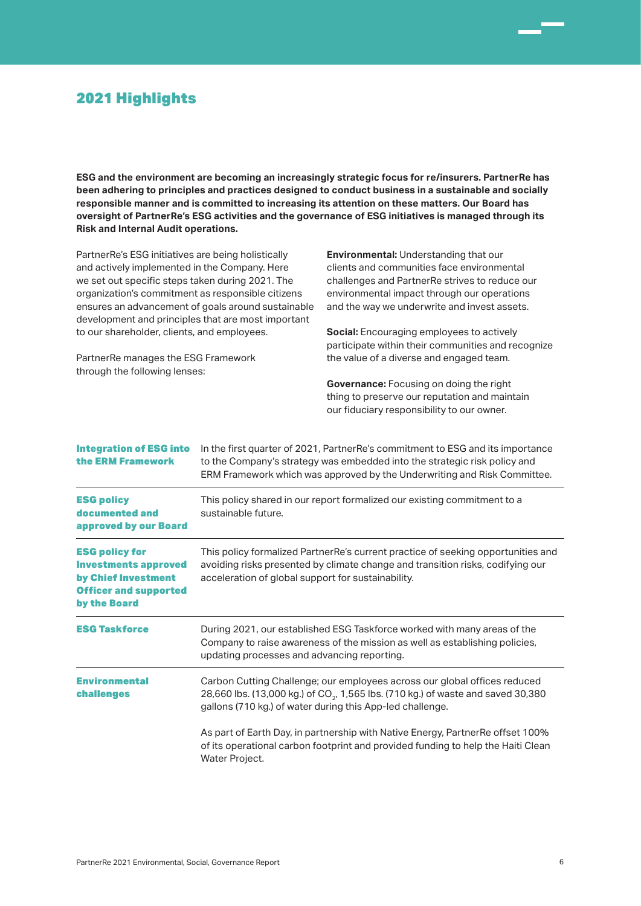## 2021 Highlights

**ESG and the environment are becoming an increasingly strategic focus for re/insurers. PartnerRe has been adhering to principles and practices designed to conduct business in a sustainable and socially responsible manner and is committed to increasing its attention on these matters. Our Board has oversight of PartnerRe's ESG activities and the governance of ESG initiatives is managed through its Risk and Internal Audit operations.**

PartnerRe's ESG initiatives are being holistically and actively implemented in the Company. Here we set out specific steps taken during 2021. The organization's commitment as responsible citizens ensures an advancement of goals around sustainable development and principles that are most important to our shareholder, clients, and employees.

PartnerRe manages the ESG Framework through the following lenses:

**Environmental:** Understanding that our clients and communities face environmental challenges and PartnerRe strives to reduce our environmental impact through our operations and the way we underwrite and invest assets.

**Social:** Encouraging employees to actively participate within their communities and recognize the value of a diverse and engaged team.

**Governance:** Focusing on doing the right thing to preserve our reputation and maintain our fiduciary responsibility to our owner.

| | |
|---|---|
| **Integration of ESG into the ERM Framework** | In the first quarter of 2021, PartnerRe's commitment to ESG and its importance to the Company's strategy was embedded into the strategic risk policy and ERM Framework which was approved by the Underwriting and Risk Committee. |
| **ESG policy documented and approved by our Board** | This policy shared in our report formalized our existing commitment to a sustainable future. |
| **ESG policy for Investments approved by Chief Investment Officer and supported by the Board** | This policy formalized PartnerRe's current practice of seeking opportunities and avoiding risks presented by climate change and transition risks, codifying our acceleration of global support for sustainability. |
| **ESG Taskforce** | During 2021, our established ESG Taskforce worked with many areas of the Company to raise awareness of the mission as well as establishing policies, updating processes and advancing reporting. |
| **Environmental challenges** | Carbon Cutting Challenge; our employees across our global offices reduced 28,660 lbs. (13,000 kg.) of $CO_2$, 1,565 lbs. (710 kg.) of waste and saved 30,380 gallons (710 kg.) of water during this App-led challenge.<br><br>As part of Earth Day, in partnership with Native Energy, PartnerRe offset 100% of its operational carbon footprint and provided funding to help the Haiti Clean Water Project. |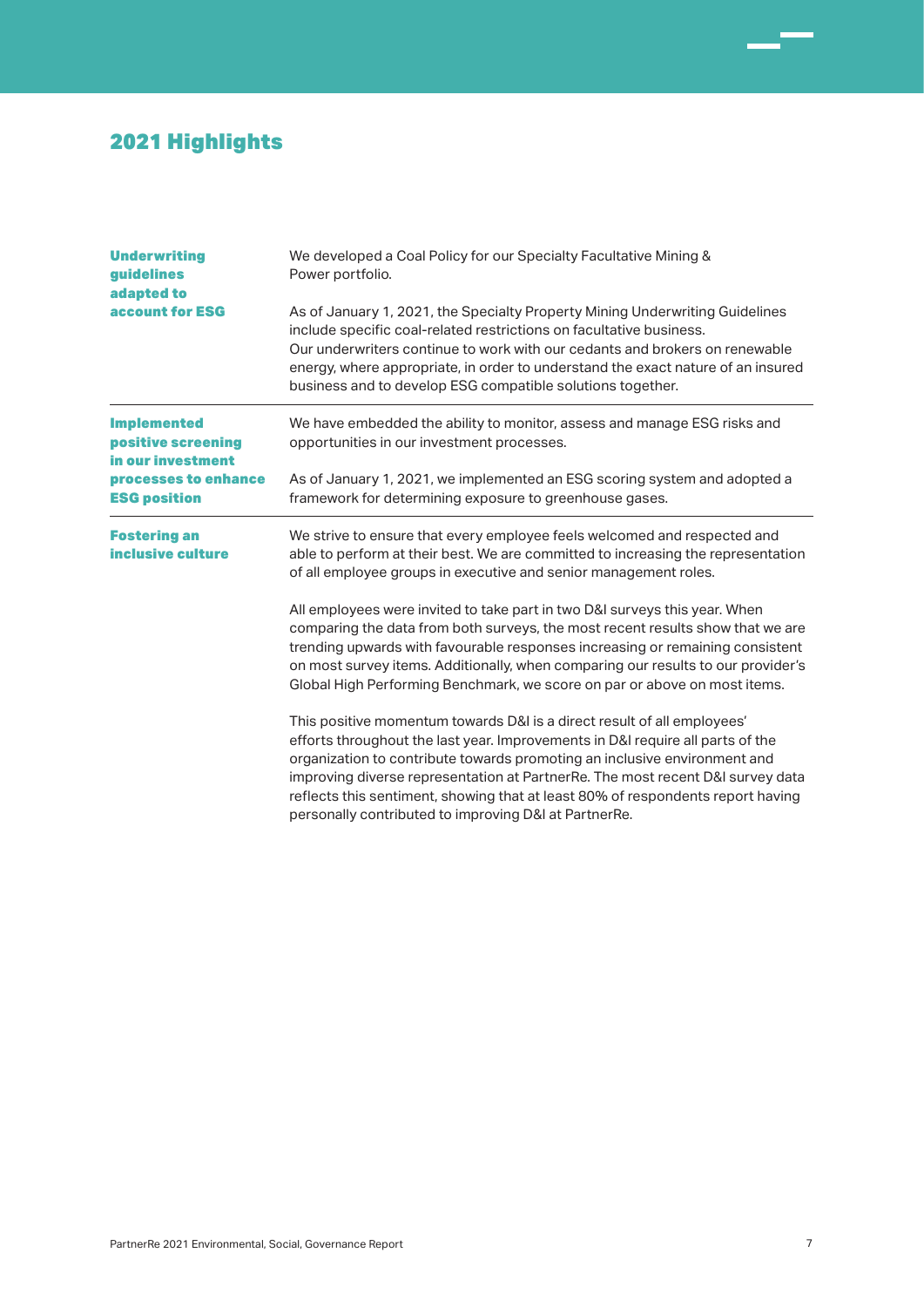## 2021 Highlights

**Underwriting guidelines adapted to account for ESG**

We developed a Coal Policy for our Specialty Facultative Mining & Power portfolio.

As of January 1, 2021, the Specialty Property Mining Underwriting Guidelines include specific coal-related restrictions on facultative business. Our underwriters continue to work with our cedants and brokers on renewable energy, where appropriate, in order to understand the exact nature of an insured business and to develop ESG compatible solutions together.

**Implemented positive screening in our investment processes to enhance ESG position**

We have embedded the ability to monitor, assess and manage ESG risks and opportunities in our investment processes.

As of January 1, 2021, we implemented an ESG scoring system and adopted a framework for determining exposure to greenhouse gases.

**Fostering an inclusive culture**

We strive to ensure that every employee feels welcomed and respected and able to perform at their best. We are committed to increasing the representation of all employee groups in executive and senior management roles.

All employees were invited to take part in two D&I surveys this year. When comparing the data from both surveys, the most recent results show that we are trending upwards with favourable responses increasing or remaining consistent on most survey items. Additionally, when comparing our results to our provider's Global High Performing Benchmark, we score on par or above on most items.

This positive momentum towards D&I is a direct result of all employees' efforts throughout the last year. Improvements in D&I require all parts of the organization to contribute towards promoting an inclusive environment and improving diverse representation at PartnerRe. The most recent D&I survey data reflects this sentiment, showing that at least 80% of respondents report having personally contributed to improving D&I at PartnerRe.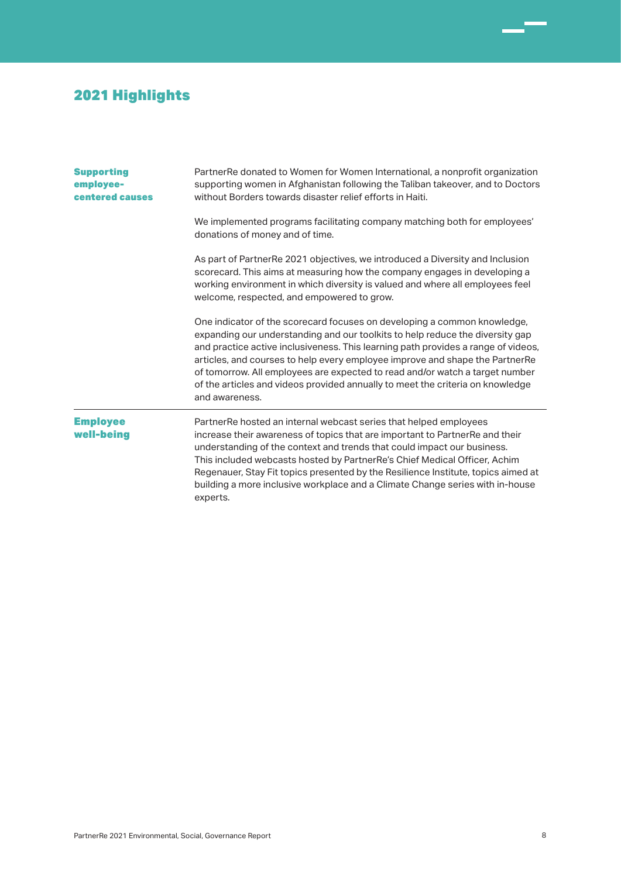## 2021 Highlights

| | |
|---|---|
| **Supporting employee-centered causes** | PartnerRe donated to Women for Women International, a nonprofit organization supporting women in Afghanistan following the Taliban takeover, and to Doctors without Borders towards disaster relief efforts in Haiti.<br><br>We implemented programs facilitating company matching both for employees' donations of money and of time.<br><br>As part of PartnerRe 2021 objectives, we introduced a Diversity and Inclusion scorecard. This aims at measuring how the company engages in developing a working environment in which diversity is valued and where all employees feel welcome, respected, and empowered to grow.<br><br>One indicator of the scorecard focuses on developing a common knowledge, expanding our understanding and our toolkits to help reduce the diversity gap and practice active inclusiveness. This learning path provides a range of videos, articles, and courses to help every employee improve and shape the PartnerRe of tomorrow. All employees are expected to read and/or watch a target number of the articles and videos provided annually to meet the criteria on knowledge and awareness. |
| **Employee well-being** | PartnerRe hosted an internal webcast series that helped employees increase their awareness of topics that are important to PartnerRe and their understanding of the context and trends that could impact our business. This included webcasts hosted by PartnerRe's Chief Medical Officer, Achim Regenauer, Stay Fit topics presented by the Resilience Institute, topics aimed at building a more inclusive workplace and a Climate Change series with in-house experts. |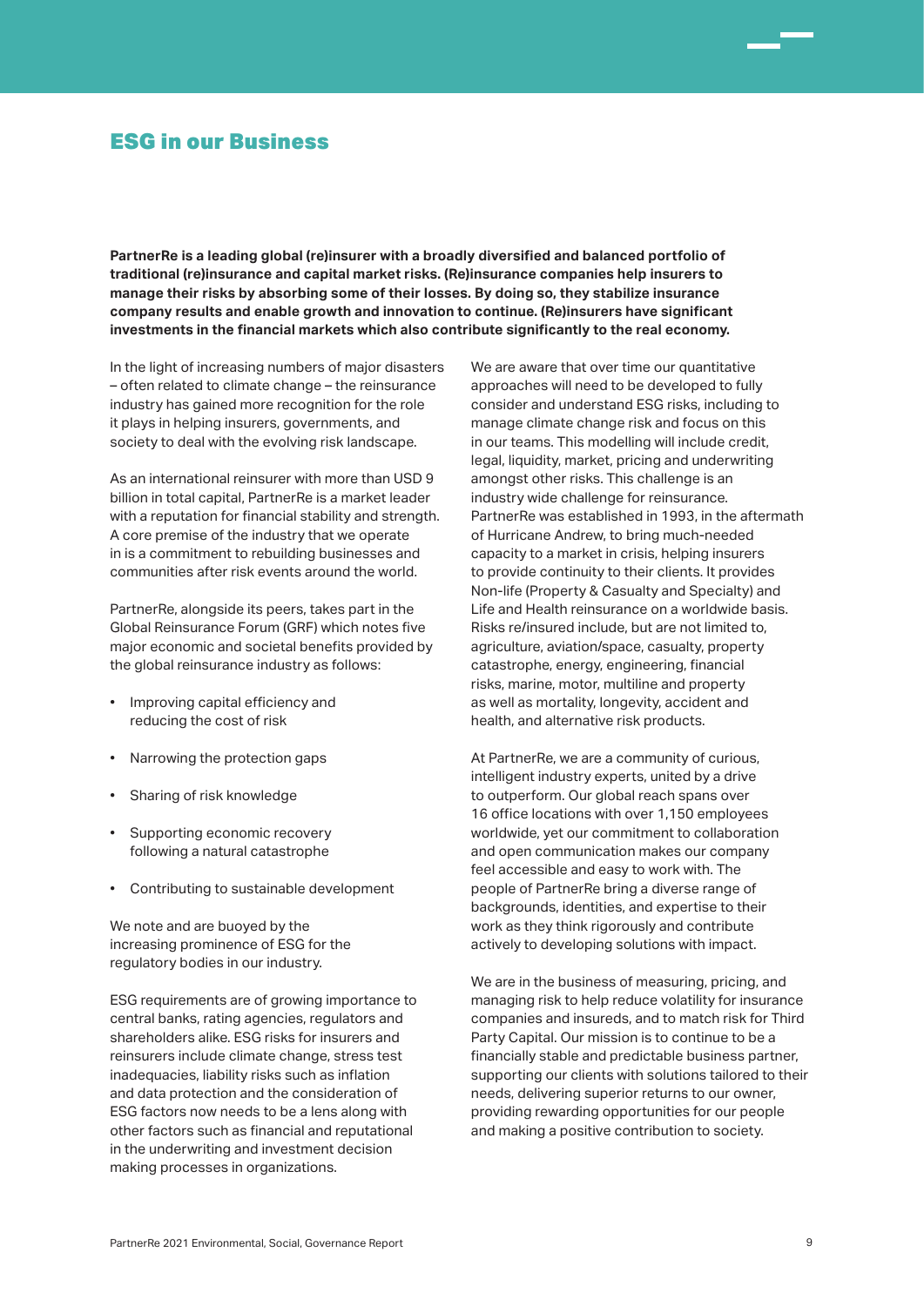# ESG in our Business

**PartnerRe is a leading global (re)insurer with a broadly diversified and balanced portfolio of traditional (re)insurance and capital market risks. (Re)insurance companies help insurers to manage their risks by absorbing some of their losses. By doing so, they stabilize insurance company results and enable growth and innovation to continue. (Re)insurers have significant investments in the financial markets which also contribute significantly to the real economy.**

In the light of increasing numbers of major disasters – often related to climate change – the reinsurance industry has gained more recognition for the role it plays in helping insurers, governments, and society to deal with the evolving risk landscape.

As an international reinsurer with more than USD 9 billion in total capital, PartnerRe is a market leader with a reputation for financial stability and strength. A core premise of the industry that we operate in is a commitment to rebuilding businesses and communities after risk events around the world.

PartnerRe, alongside its peers, takes part in the Global Reinsurance Forum (GRF) which notes five major economic and societal benefits provided by the global reinsurance industry as follows:

- Improving capital efficiency and reducing the cost of risk
- Narrowing the protection gaps
- Sharing of risk knowledge
- Supporting economic recovery following a natural catastrophe
- Contributing to sustainable development

We note and are buoyed by the increasing prominence of ESG for the regulatory bodies in our industry.

ESG requirements are of growing importance to central banks, rating agencies, regulators and shareholders alike. ESG risks for insurers and reinsurers include climate change, stress test inadequacies, liability risks such as inflation and data protection and the consideration of ESG factors now needs to be a lens along with other factors such as financial and reputational in the underwriting and investment decision making processes in organizations.

We are aware that over time our quantitative approaches will need to be developed to fully consider and understand ESG risks, including to manage climate change risk and focus on this in our teams. This modelling will include credit, legal, liquidity, market, pricing and underwriting amongst other risks. This challenge is an industry wide challenge for reinsurance. PartnerRe was established in 1993, in the aftermath of Hurricane Andrew, to bring much-needed capacity to a market in crisis, helping insurers to provide continuity to their clients. It provides Non-life (Property & Casualty and Specialty) and Life and Health reinsurance on a worldwide basis. Risks re/insured include, but are not limited to, agriculture, aviation/space, casualty, property catastrophe, energy, engineering, financial risks, marine, motor, multiline and property as well as mortality, longevity, accident and health, and alternative risk products.

At PartnerRe, we are a community of curious, intelligent industry experts, united by a drive to outperform. Our global reach spans over 16 office locations with over 1,150 employees worldwide, yet our commitment to collaboration and open communication makes our company feel accessible and easy to work with. The people of PartnerRe bring a diverse range of backgrounds, identities, and expertise to their work as they think rigorously and contribute actively to developing solutions with impact.

We are in the business of measuring, pricing, and managing risk to help reduce volatility for insurance companies and insureds, and to match risk for Third Party Capital. Our mission is to continue to be a financially stable and predictable business partner, supporting our clients with solutions tailored to their needs, delivering superior returns to our owner, providing rewarding opportunities for our people and making a positive contribution to society.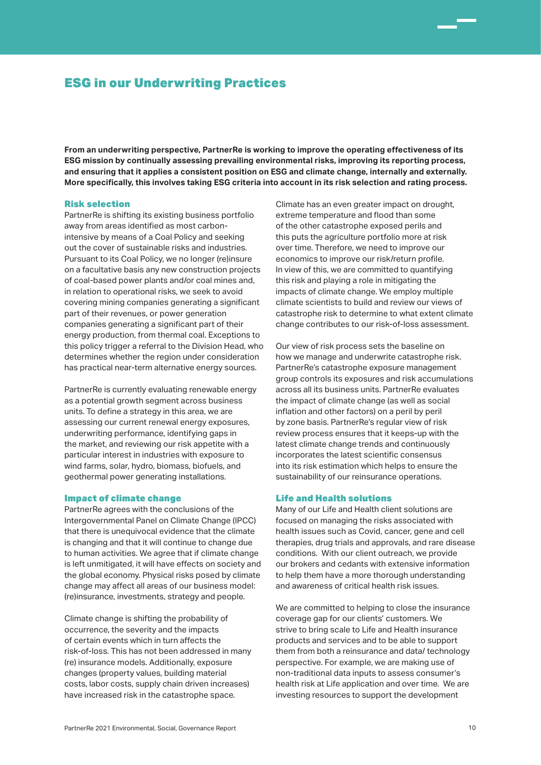# ESG in our Underwriting Practices

**From an underwriting perspective, PartnerRe is working to improve the operating effectiveness of its ESG mission by continually assessing prevailing environmental risks, improving its reporting process, and ensuring that it applies a consistent position on ESG and climate change, internally and externally. More specifically, this involves taking ESG criteria into account in its risk selection and rating process.**

## Risk selection

PartnerRe is shifting its existing business portfolio away from areas identified as most carbon-intensive by means of a Coal Policy and seeking out the cover of sustainable risks and industries. Pursuant to its Coal Policy, we no longer (re)insure on a facultative basis any new construction projects of coal-based power plants and/or coal mines and, in relation to operational risks, we seek to avoid covering mining companies generating a significant part of their revenues, or power generation companies generating a significant part of their energy production, from thermal coal. Exceptions to this policy trigger a referral to the Division Head, who determines whether the region under consideration has practical near-term alternative energy sources.

PartnerRe is currently evaluating renewable energy as a potential growth segment across business units. To define a strategy in this area, we are assessing our current renewal energy exposures, underwriting performance, identifying gaps in the market, and reviewing our risk appetite with a particular interest in industries with exposure to wind farms, solar, hydro, biomass, biofuels, and geothermal power generating installations.

## Impact of climate change

PartnerRe agrees with the conclusions of the Intergovernmental Panel on Climate Change (IPCC) that there is unequivocal evidence that the climate is changing and that it will continue to change due to human activities. We agree that if climate change is left unmitigated, it will have effects on society and the global economy. Physical risks posed by climate change may affect all areas of our business model: (re)insurance, investments, strategy and people.

Climate change is shifting the probability of occurrence, the severity and the impacts of certain events which in turn affects the risk-of-loss. This has not been addressed in many (re) insurance models. Additionally, exposure changes (property values, building material costs, labor costs, supply chain driven increases) have increased risk in the catastrophe space.

Climate has an even greater impact on drought, extreme temperature and flood than some of the other catastrophe exposed perils and this puts the agriculture portfolio more at risk over time. Therefore, we need to improve our economics to improve our risk/return profile. In view of this, we are committed to quantifying this risk and playing a role in mitigating the impacts of climate change. We employ multiple climate scientists to build and review our views of catastrophe risk to determine to what extent climate change contributes to our risk-of-loss assessment.

Our view of risk process sets the baseline on how we manage and underwrite catastrophe risk. PartnerRe's catastrophe exposure management group controls its exposures and risk accumulations across all its business units. PartnerRe evaluates the impact of climate change (as well as social inflation and other factors) on a peril by peril by zone basis. PartnerRe's regular view of risk review process ensures that it keeps-up with the latest climate change trends and continuously incorporates the latest scientific consensus into its risk estimation which helps to ensure the sustainability of our reinsurance operations.

## Life and Health solutions

Many of our Life and Health client solutions are focused on managing the risks associated with health issues such as Covid, cancer, gene and cell therapies, drug trials and approvals, and rare disease conditions. With our client outreach, we provide our brokers and cedants with extensive information to help them have a more thorough understanding and awareness of critical health risk issues.

We are committed to helping to close the insurance coverage gap for our clients' customers. We strive to bring scale to Life and Health insurance products and services and to be able to support them from both a reinsurance and data/ technology perspective. For example, we are making use of non-traditional data inputs to assess consumer's health risk at Life application and over time. We are investing resources to support the development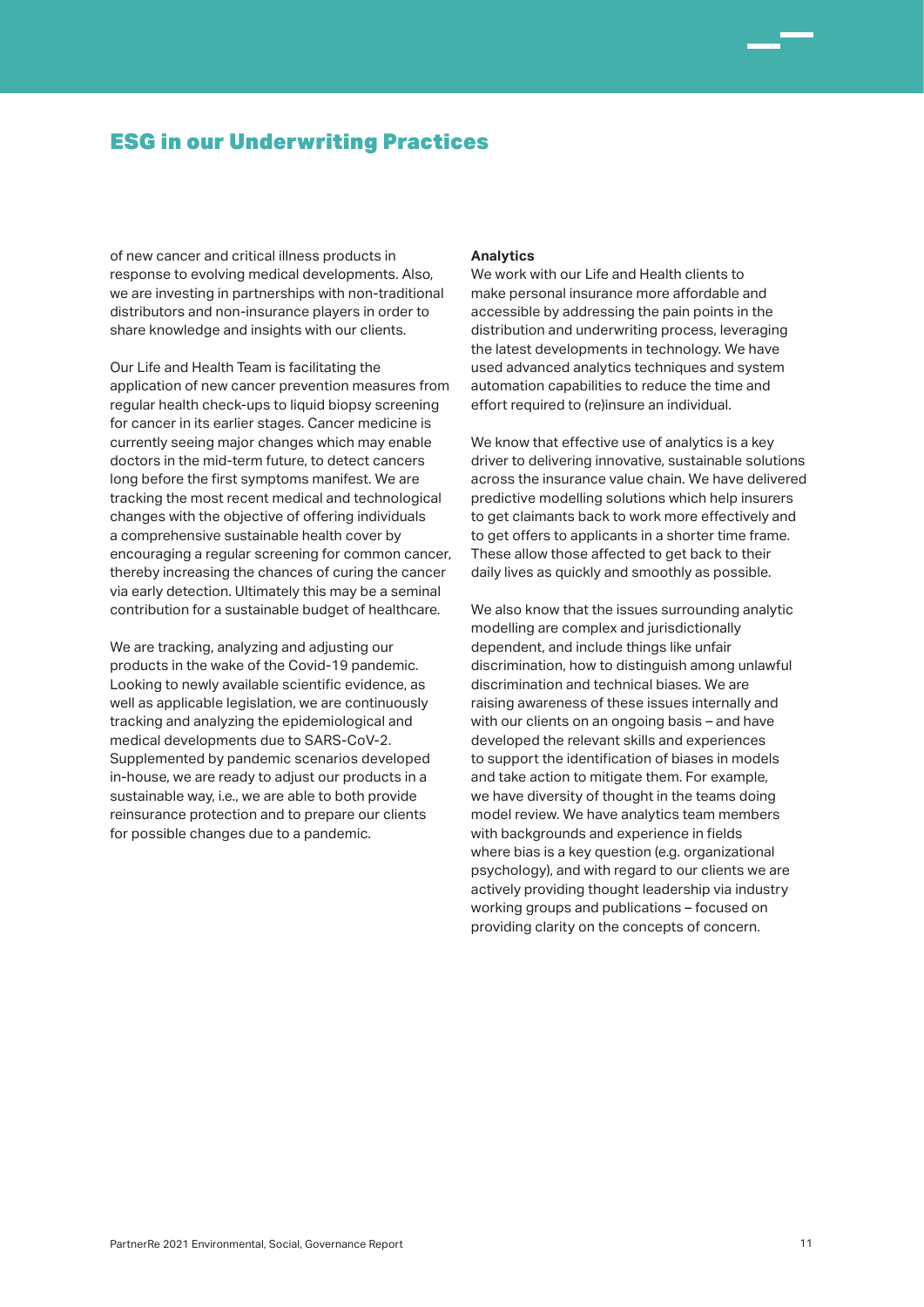## ESG in our Underwriting Practices

of new cancer and critical illness products in response to evolving medical developments. Also, we are investing in partnerships with non-traditional distributors and non-insurance players in order to share knowledge and insights with our clients.

Our Life and Health Team is facilitating the application of new cancer prevention measures from regular health check-ups to liquid biopsy screening for cancer in its earlier stages. Cancer medicine is currently seeing major changes which may enable doctors in the mid-term future, to detect cancers long before the first symptoms manifest. We are tracking the most recent medical and technological changes with the objective of offering individuals a comprehensive sustainable health cover by encouraging a regular screening for common cancer, thereby increasing the chances of curing the cancer via early detection. Ultimately this may be a seminal contribution for a sustainable budget of healthcare.

We are tracking, analyzing and adjusting our products in the wake of the Covid-19 pandemic. Looking to newly available scientific evidence, as well as applicable legislation, we are continuously tracking and analyzing the epidemiological and medical developments due to SARS-CoV-2. Supplemented by pandemic scenarios developed in-house, we are ready to adjust our products in a sustainable way, i.e., we are able to both provide reinsurance protection and to prepare our clients for possible changes due to a pandemic.

**Analytics**

We work with our Life and Health clients to make personal insurance more affordable and accessible by addressing the pain points in the distribution and underwriting process, leveraging the latest developments in technology. We have used advanced analytics techniques and system automation capabilities to reduce the time and effort required to (re)insure an individual.

We know that effective use of analytics is a key driver to delivering innovative, sustainable solutions across the insurance value chain. We have delivered predictive modelling solutions which help insurers to get claimants back to work more effectively and to get offers to applicants in a shorter time frame. These allow those affected to get back to their daily lives as quickly and smoothly as possible.

We also know that the issues surrounding analytic modelling are complex and jurisdictionally dependent, and include things like unfair discrimination, how to distinguish among unlawful discrimination and technical biases. We are raising awareness of these issues internally and with our clients on an ongoing basis – and have developed the relevant skills and experiences to support the identification of biases in models and take action to mitigate them. For example, we have diversity of thought in the teams doing model review. We have analytics team members with backgrounds and experience in fields where bias is a key question (e.g. organizational psychology), and with regard to our clients we are actively providing thought leadership via industry working groups and publications – focused on providing clarity on the concepts of concern.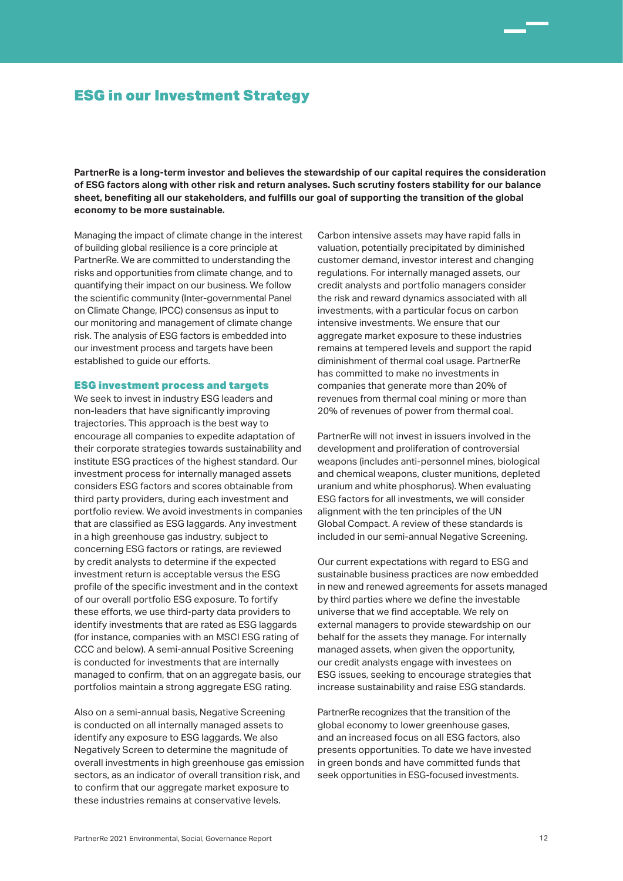# ESG in our Investment Strategy

**PartnerRe is a long-term investor and believes the stewardship of our capital requires the consideration of ESG factors along with other risk and return analyses. Such scrutiny fosters stability for our balance sheet, benefiting all our stakeholders, and fulfills our goal of supporting the transition of the global economy to be more sustainable.**

Managing the impact of climate change in the interest of building global resilience is a core principle at PartnerRe. We are committed to understanding the risks and opportunities from climate change, and to quantifying their impact on our business. We follow the scientific community (Inter-governmental Panel on Climate Change, IPCC) consensus as input to our monitoring and management of climate change risk. The analysis of ESG factors is embedded into our investment process and targets have been established to guide our efforts.

## ESG investment process and targets

We seek to invest in industry ESG leaders and non-leaders that have significantly improving trajectories. This approach is the best way to encourage all companies to expedite adaptation of their corporate strategies towards sustainability and institute ESG practices of the highest standard. Our investment process for internally managed assets considers ESG factors and scores obtainable from third party providers, during each investment and portfolio review. We avoid investments in companies that are classified as ESG laggards. Any investment in a high greenhouse gas industry, subject to concerning ESG factors or ratings, are reviewed by credit analysts to determine if the expected investment return is acceptable versus the ESG profile of the specific investment and in the context of our overall portfolio ESG exposure. To fortify these efforts, we use third-party data providers to identify investments that are rated as ESG laggards (for instance, companies with an MSCI ESG rating of CCC and below). A semi-annual Positive Screening is conducted for investments that are internally managed to confirm, that on an aggregate basis, our portfolios maintain a strong aggregate ESG rating.

Also on a semi-annual basis, Negative Screening is conducted on all internally managed assets to identify any exposure to ESG laggards. We also Negatively Screen to determine the magnitude of overall investments in high greenhouse gas emission sectors, as an indicator of overall transition risk, and to confirm that our aggregate market exposure to these industries remains at conservative levels.

Carbon intensive assets may have rapid falls in valuation, potentially precipitated by diminished customer demand, investor interest and changing regulations. For internally managed assets, our credit analysts and portfolio managers consider the risk and reward dynamics associated with all investments, with a particular focus on carbon intensive investments. We ensure that our aggregate market exposure to these industries remains at tempered levels and support the rapid diminishment of thermal coal usage. PartnerRe has committed to make no investments in companies that generate more than 20% of revenues from thermal coal mining or more than 20% of revenues of power from thermal coal.

PartnerRe will not invest in issuers involved in the development and proliferation of controversial weapons (includes anti-personnel mines, biological and chemical weapons, cluster munitions, depleted uranium and white phosphorus). When evaluating ESG factors for all investments, we will consider alignment with the ten principles of the UN Global Compact. A review of these standards is included in our semi-annual Negative Screening.

Our current expectations with regard to ESG and sustainable business practices are now embedded in new and renewed agreements for assets managed by third parties where we define the investable universe that we find acceptable. We rely on external managers to provide stewardship on our behalf for the assets they manage. For internally managed assets, when given the opportunity, our credit analysts engage with investees on ESG issues, seeking to encourage strategies that increase sustainability and raise ESG standards.

PartnerRe recognizes that the transition of the global economy to lower greenhouse gases, and an increased focus on all ESG factors, also presents opportunities. To date we have invested in green bonds and have committed funds that seek opportunities in ESG-focused investments.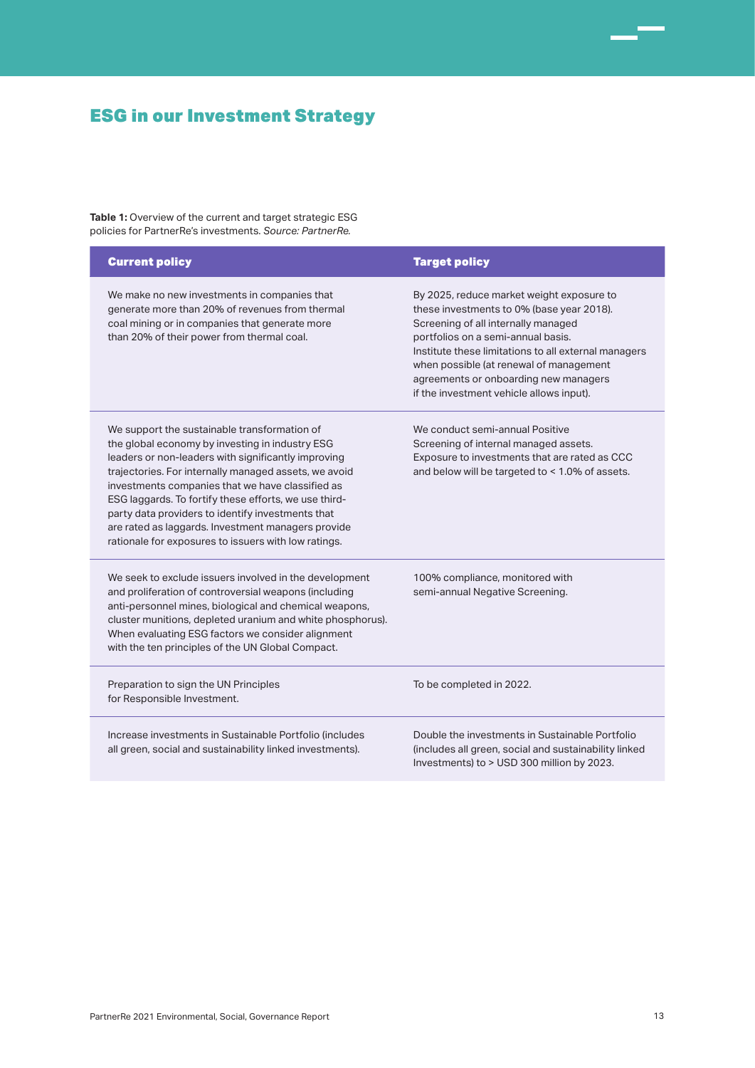# ESG in our Investment Strategy

**Table 1:** Overview of the current and target strategic ESG policies for PartnerRe's investments. *Source: PartnerRe.*

| Current policy | Target policy |
|---|---|
| We make no new investments in companies that generate more than 20% of revenues from thermal coal mining or in companies that generate more than 20% of their power from thermal coal. | By 2025, reduce market weight exposure to these investments to 0% (base year 2018). Screening of all internally managed portfolios on a semi-annual basis. Institute these limitations to all external managers when possible (at renewal of management agreements or onboarding new managers if the investment vehicle allows input). |
| We support the sustainable transformation of the global economy by investing in industry ESG leaders or non-leaders with significantly improving trajectories. For internally managed assets, we avoid investments companies that we have classified as ESG laggards. To fortify these efforts, we use third-party data providers to identify investments that are rated as laggards. Investment managers provide rationale for exposures to issuers with low ratings. | We conduct semi-annual Positive Screening of internal managed assets. Exposure to investments that are rated as CCC and below will be targeted to < 1.0% of assets. |
| We seek to exclude issuers involved in the development and proliferation of controversial weapons (including anti-personnel mines, biological and chemical weapons, cluster munitions, depleted uranium and white phosphorus). When evaluating ESG factors we consider alignment with the ten principles of the UN Global Compact. | 100% compliance, monitored with semi-annual Negative Screening. |
| Preparation to sign the UN Principles for Responsible Investment. | To be completed in 2022. |
| Increase investments in Sustainable Portfolio (includes all green, social and sustainability linked investments). | Double the investments in Sustainable Portfolio (includes all green, social and sustainability linked Investments) to > USD 300 million by 2023. |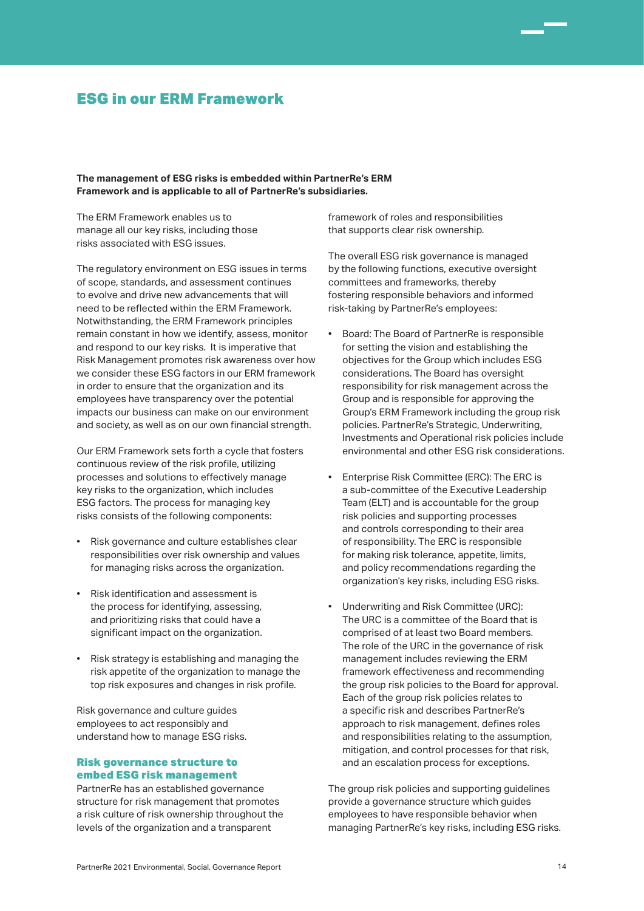# ESG in our ERM Framework

**The management of ESG risks is embedded within PartnerRe's ERM Framework and is applicable to all of PartnerRe's subsidiaries.**

The ERM Framework enables us to manage all our key risks, including those risks associated with ESG issues.

The regulatory environment on ESG issues in terms of scope, standards, and assessment continues to evolve and drive new advancements that will need to be reflected within the ERM Framework. Notwithstanding, the ERM Framework principles remain constant in how we identify, assess, monitor and respond to our key risks. It is imperative that Risk Management promotes risk awareness over how we consider these ESG factors in our ERM framework in order to ensure that the organization and its employees have transparency over the potential impacts our business can make on our environment and society, as well as on our own financial strength.

Our ERM Framework sets forth a cycle that fosters continuous review of the risk profile, utilizing processes and solutions to effectively manage key risks to the organization, which includes ESG factors. The process for managing key risks consists of the following components:

- Risk governance and culture establishes clear responsibilities over risk ownership and values for managing risks across the organization.
- Risk identification and assessment is the process for identifying, assessing, and prioritizing risks that could have a significant impact on the organization.
- Risk strategy is establishing and managing the risk appetite of the organization to manage the top risk exposures and changes in risk profile.

Risk governance and culture guides employees to act responsibly and understand how to manage ESG risks.

## Risk governance structure to embed ESG risk management

PartnerRe has an established governance structure for risk management that promotes a risk culture of risk ownership throughout the levels of the organization and a transparent framework of roles and responsibilities that supports clear risk ownership.

The overall ESG risk governance is managed by the following functions, executive oversight committees and frameworks, thereby fostering responsible behaviors and informed risk-taking by PartnerRe's employees:

- Board: The Board of PartnerRe is responsible for setting the vision and establishing the objectives for the Group which includes ESG considerations. The Board has oversight responsibility for risk management across the Group and is responsible for approving the Group's ERM Framework including the group risk policies. PartnerRe's Strategic, Underwriting, Investments and Operational risk policies include environmental and other ESG risk considerations.
- Enterprise Risk Committee (ERC): The ERC is a sub-committee of the Executive Leadership Team (ELT) and is accountable for the group risk policies and supporting processes and controls corresponding to their area of responsibility. The ERC is responsible for making risk tolerance, appetite, limits, and policy recommendations regarding the organization's key risks, including ESG risks.
- Underwriting and Risk Committee (URC): The URC is a committee of the Board that is comprised of at least two Board members. The role of the URC in the governance of risk management includes reviewing the ERM framework effectiveness and recommending the group risk policies to the Board for approval. Each of the group risk policies relates to a specific risk and describes PartnerRe's approach to risk management, defines roles and responsibilities relating to the assumption, mitigation, and control processes for that risk, and an escalation process for exceptions.

The group risk policies and supporting guidelines provide a governance structure which guides employees to have responsible behavior when managing PartnerRe's key risks, including ESG risks.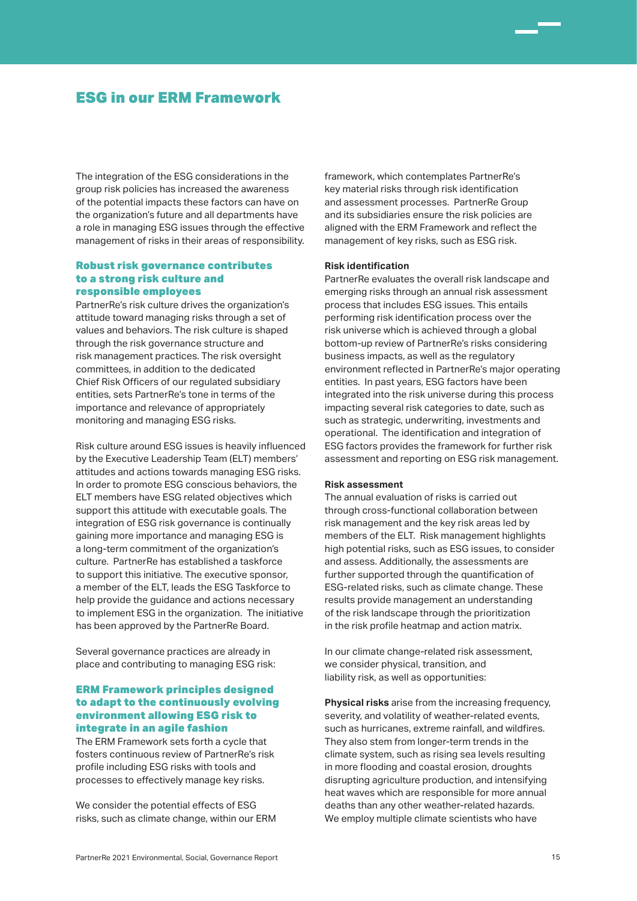# ESG in our ERM Framework

The integration of the ESG considerations in the group risk policies has increased the awareness of the potential impacts these factors can have on the organization's future and all departments have a role in managing ESG issues through the effective management of risks in their areas of responsibility.

## Robust risk governance contributes to a strong risk culture and responsible employees

PartnerRe's risk culture drives the organization's attitude toward managing risks through a set of values and behaviors. The risk culture is shaped through the risk governance structure and risk management practices. The risk oversight committees, in addition to the dedicated Chief Risk Officers of our regulated subsidiary entities, sets PartnerRe's tone in terms of the importance and relevance of appropriately monitoring and managing ESG risks.

Risk culture around ESG issues is heavily influenced by the Executive Leadership Team (ELT) members' attitudes and actions towards managing ESG risks. In order to promote ESG conscious behaviors, the ELT members have ESG related objectives which support this attitude with executable goals. The integration of ESG risk governance is continually gaining more importance and managing ESG is a long-term commitment of the organization's culture. PartnerRe has established a taskforce to support this initiative. The executive sponsor, a member of the ELT, leads the ESG Taskforce to help provide the guidance and actions necessary to implement ESG in the organization. The initiative has been approved by the PartnerRe Board.

Several governance practices are already in place and contributing to managing ESG risk:

## ERM Framework principles designed to adapt to the continuously evolving environment allowing ESG risk to integrate in an agile fashion

The ERM Framework sets forth a cycle that fosters continuous review of PartnerRe's risk profile including ESG risks with tools and processes to effectively manage key risks.

We consider the potential effects of ESG risks, such as climate change, within our ERM framework, which contemplates PartnerRe's key material risks through risk identification and assessment processes. PartnerRe Group and its subsidiaries ensure the risk policies are aligned with the ERM Framework and reflect the management of key risks, such as ESG risk.

**Risk identification**

PartnerRe evaluates the overall risk landscape and emerging risks through an annual risk assessment process that includes ESG issues. This entails performing risk identification process over the risk universe which is achieved through a global bottom-up review of PartnerRe's risks considering business impacts, as well as the regulatory environment reflected in PartnerRe's major operating entities. In past years, ESG factors have been integrated into the risk universe during this process impacting several risk categories to date, such as such as strategic, underwriting, investments and operational. The identification and integration of ESG factors provides the framework for further risk assessment and reporting on ESG risk management.

**Risk assessment**

The annual evaluation of risks is carried out through cross-functional collaboration between risk management and the key risk areas led by members of the ELT. Risk management highlights high potential risks, such as ESG issues, to consider and assess. Additionally, the assessments are further supported through the quantification of ESG-related risks, such as climate change. These results provide management an understanding of the risk landscape through the prioritization in the risk profile heatmap and action matrix.

In our climate change-related risk assessment, we consider physical, transition, and liability risk, as well as opportunities:

**Physical risks** arise from the increasing frequency, severity, and volatility of weather-related events, such as hurricanes, extreme rainfall, and wildfires. They also stem from longer-term trends in the climate system, such as rising sea levels resulting in more flooding and coastal erosion, droughts disrupting agriculture production, and intensifying heat waves which are responsible for more annual deaths than any other weather-related hazards. We employ multiple climate scientists who have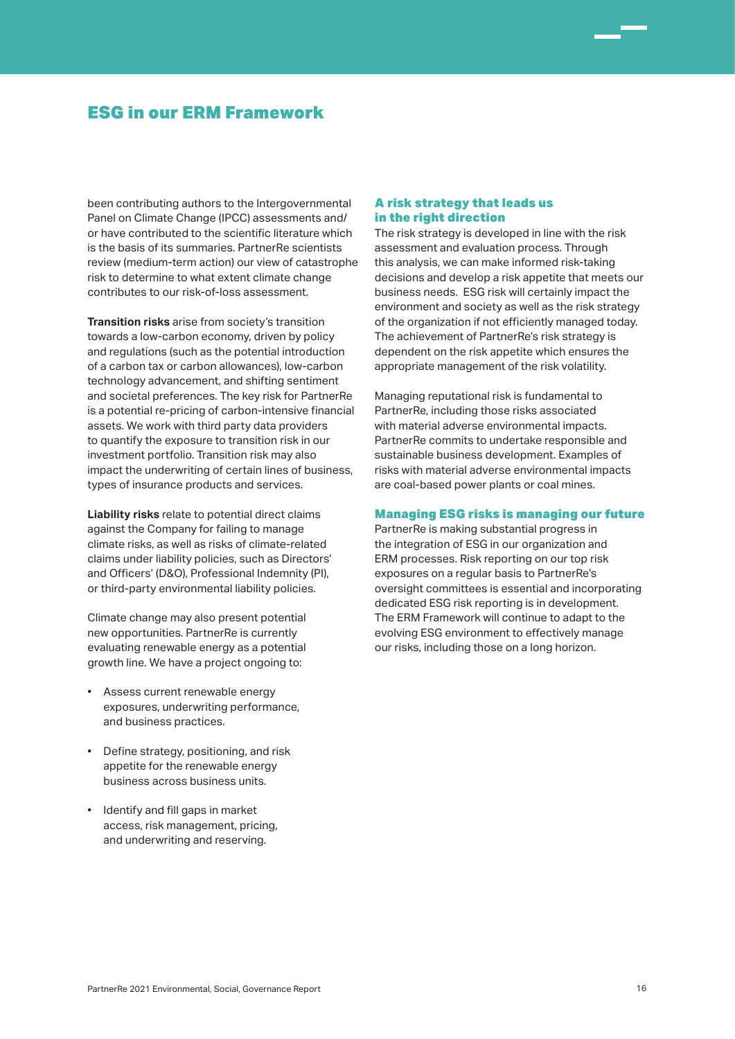## ESG in our ERM Framework

been contributing authors to the Intergovernmental Panel on Climate Change (IPCC) assessments and/or have contributed to the scientific literature which is the basis of its summaries. PartnerRe scientists review (medium-term action) our view of catastrophe risk to determine to what extent climate change contributes to our risk-of-loss assessment.

**Transition risks** arise from society's transition towards a low-carbon economy, driven by policy and regulations (such as the potential introduction of a carbon tax or carbon allowances), low-carbon technology advancement, and shifting sentiment and societal preferences. The key risk for PartnerRe is a potential re-pricing of carbon-intensive financial assets. We work with third party data providers to quantify the exposure to transition risk in our investment portfolio. Transition risk may also impact the underwriting of certain lines of business, types of insurance products and services.

**Liability risks** relate to potential direct claims against the Company for failing to manage climate risks, as well as risks of climate-related claims under liability policies, such as Directors' and Officers' (D&O), Professional Indemnity (PI), or third-party environmental liability policies.

Climate change may also present potential new opportunities. PartnerRe is currently evaluating renewable energy as a potential growth line. We have a project ongoing to:

- Assess current renewable energy exposures, underwriting performance, and business practices.
- Define strategy, positioning, and risk appetite for the renewable energy business across business units.
- Identify and fill gaps in market access, risk management, pricing, and underwriting and reserving.

### A risk strategy that leads us in the right direction

The risk strategy is developed in line with the risk assessment and evaluation process. Through this analysis, we can make informed risk-taking decisions and develop a risk appetite that meets our business needs. ESG risk will certainly impact the environment and society as well as the risk strategy of the organization if not efficiently managed today. The achievement of PartnerRe's risk strategy is dependent on the risk appetite which ensures the appropriate management of the risk volatility.

Managing reputational risk is fundamental to PartnerRe, including those risks associated with material adverse environmental impacts. PartnerRe commits to undertake responsible and sustainable business development. Examples of risks with material adverse environmental impacts are coal-based power plants or coal mines.

### Managing ESG risks is managing our future

PartnerRe is making substantial progress in the integration of ESG in our organization and ERM processes. Risk reporting on our top risk exposures on a regular basis to PartnerRe's oversight committees is essential and incorporating dedicated ESG risk reporting is in development. The ERM Framework will continue to adapt to the evolving ESG environment to effectively manage our risks, including those on a long horizon.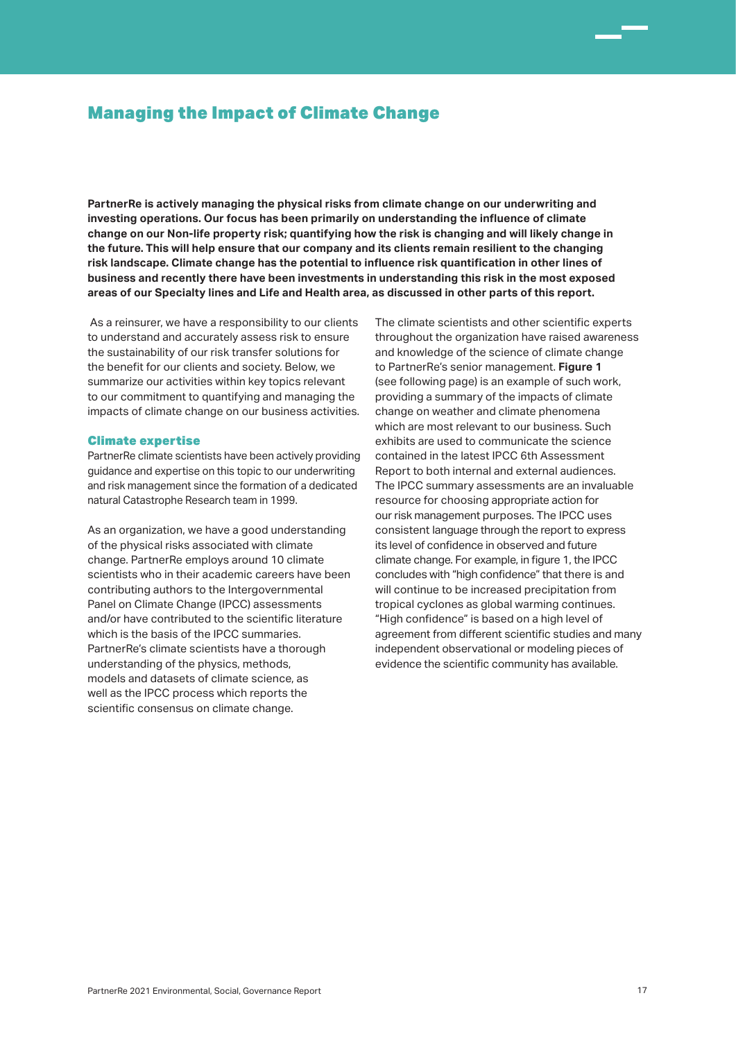# Managing the Impact of Climate Change

**PartnerRe is actively managing the physical risks from climate change on our underwriting and investing operations. Our focus has been primarily on understanding the influence of climate change on our Non-life property risk; quantifying how the risk is changing and will likely change in the future. This will help ensure that our company and its clients remain resilient to the changing risk landscape. Climate change has the potential to influence risk quantification in other lines of business and recently there have been investments in understanding this risk in the most exposed areas of our Specialty lines and Life and Health area, as discussed in other parts of this report.**

As a reinsurer, we have a responsibility to our clients to understand and accurately assess risk to ensure the sustainability of our risk transfer solutions for the benefit for our clients and society. Below, we summarize our activities within key topics relevant to our commitment to quantifying and managing the impacts of climate change on our business activities.

## Climate expertise

PartnerRe climate scientists have been actively providing guidance and expertise on this topic to our underwriting and risk management since the formation of a dedicated natural Catastrophe Research team in 1999.

As an organization, we have a good understanding of the physical risks associated with climate change. PartnerRe employs around 10 climate scientists who in their academic careers have been contributing authors to the Intergovernmental Panel on Climate Change (IPCC) assessments and/or have contributed to the scientific literature which is the basis of the IPCC summaries. PartnerRe's climate scientists have a thorough understanding of the physics, methods, models and datasets of climate science, as well as the IPCC process which reports the scientific consensus on climate change.

The climate scientists and other scientific experts throughout the organization have raised awareness and knowledge of the science of climate change to PartnerRe's senior management. **Figure 1** (see following page) is an example of such work, providing a summary of the impacts of climate change on weather and climate phenomena which are most relevant to our business. Such exhibits are used to communicate the science contained in the latest IPCC 6th Assessment Report to both internal and external audiences. The IPCC summary assessments are an invaluable resource for choosing appropriate action for our risk management purposes. The IPCC uses consistent language through the report to express its level of confidence in observed and future climate change. For example, in figure 1, the IPCC concludes with "high confidence" that there is and will continue to be increased precipitation from tropical cyclones as global warming continues. "High confidence" is based on a high level of agreement from different scientific studies and many independent observational or modeling pieces of evidence the scientific community has available.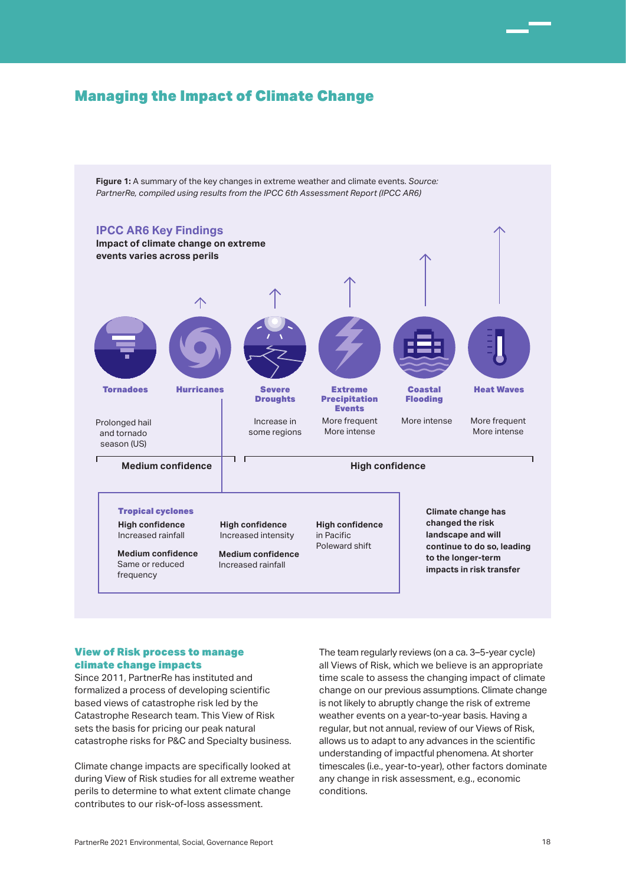## Managing the Impact of Climate Change

**Figure 1:** A summary of the key changes in extreme weather and climate events. *Source: PartnerRe, compiled using results from the IPCC 6th Assessment Report (IPCC AR6)*

### IPCC AR6 Key Findings

**Impact of climate change on extreme events varies across perils**

| Tornadoes | Hurricanes | Severe Droughts | Extreme Precipitation Events | Coastal Flooding | Heat Waves |
|---|---|---|---|---|---|
| Prolonged hail and tornado season (US) | | Increase in some regions | More frequent More intense | More intense | More frequent More intense |
| Medium confidence | | High confidence | | | |

**Tropical cyclones**

**High confidence**
Increased rainfall

**Medium confidence**
Same or reduced frequency

**High confidence**
Increased intensity

**Medium confidence**
Increased rainfall

**High confidence**
in Pacific
Poleward shift

**Climate change has changed the risk landscape and will continue to do so, leading to the longer-term impacts in risk transfer**

### View of Risk process to manage climate change impacts

Since 2011, PartnerRe has instituted and formalized a process of developing scientific based views of catastrophe risk led by the Catastrophe Research team. This View of Risk sets the basis for pricing our peak natural catastrophe risks for P&C and Specialty business.

Climate change impacts are specifically looked at during View of Risk studies for all extreme weather perils to determine to what extent climate change contributes to our risk-of-loss assessment.

The team regularly reviews (on a ca. 3–5-year cycle) all Views of Risk, which we believe is an appropriate time scale to assess the changing impact of climate change on our previous assumptions. Climate change is not likely to abruptly change the risk of extreme weather events on a year-to-year basis. Having a regular, but not annual, review of our Views of Risk, allows us to adapt to any advances in the scientific understanding of impactful phenomena. At shorter timescales (i.e., year-to-year), other factors dominate any change in risk assessment, e.g., economic conditions.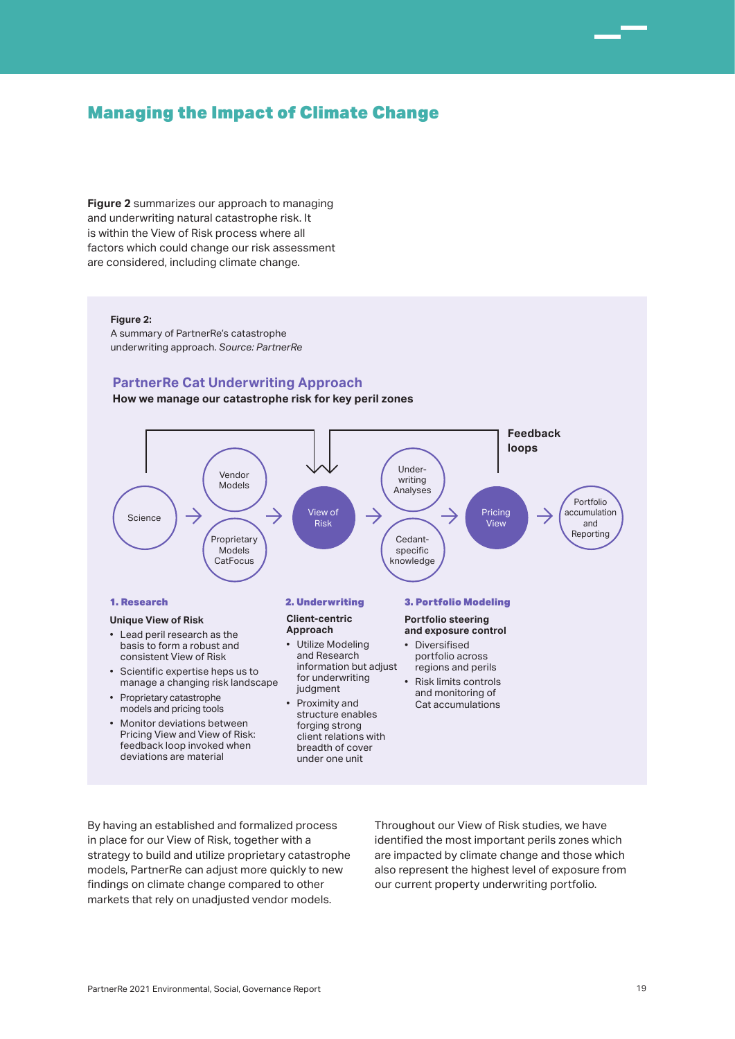# Managing the Impact of Climate Change

**Figure 2** summarizes our approach to managing and underwriting natural catastrophe risk. It is within the View of Risk process where all factors which could change our risk assessment are considered, including climate change.

**Figure 2:**
A summary of PartnerRe's catastrophe underwriting approach. *Source: PartnerRe*

## PartnerRe Cat Underwriting Approach

**How we manage our catastrophe risk for key peril zones**

Feedback loops

Science → Vendor Models / Proprietary Models CatFocus → View of Risk → Under-writing Analyses / Cedant-specific knowledge → Pricing View → Portfolio accumulation and Reporting

**1. Research**

**Unique View of Risk**

- Lead peril research as the basis to form a robust and consistent View of Risk
- Scientific expertise heps us to manage a changing risk landscape
- Proprietary catastrophe models and pricing tools
- Monitor deviations between Pricing View and View of Risk: feedback loop invoked when deviations are material

**2. Underwriting**

**Client-centric Approach**

- Utilize Modeling and Research information but adjust for underwriting judgment
- Proximity and structure enables forging strong client relations with breadth of cover under one unit

**3. Portfolio Modeling**

**Portfolio steering and exposure control**

- Diversifised portfolio across regions and perils
- Risk limits controls and monitoring of Cat accumulations

By having an established and formalized process in place for our View of Risk, together with a strategy to build and utilize proprietary catastrophe models, PartnerRe can adjust more quickly to new findings on climate change compared to other markets that rely on unadjusted vendor models.

Throughout our View of Risk studies, we have identified the most important perils zones which are impacted by climate change and those which also represent the highest level of exposure from our current property underwriting portfolio.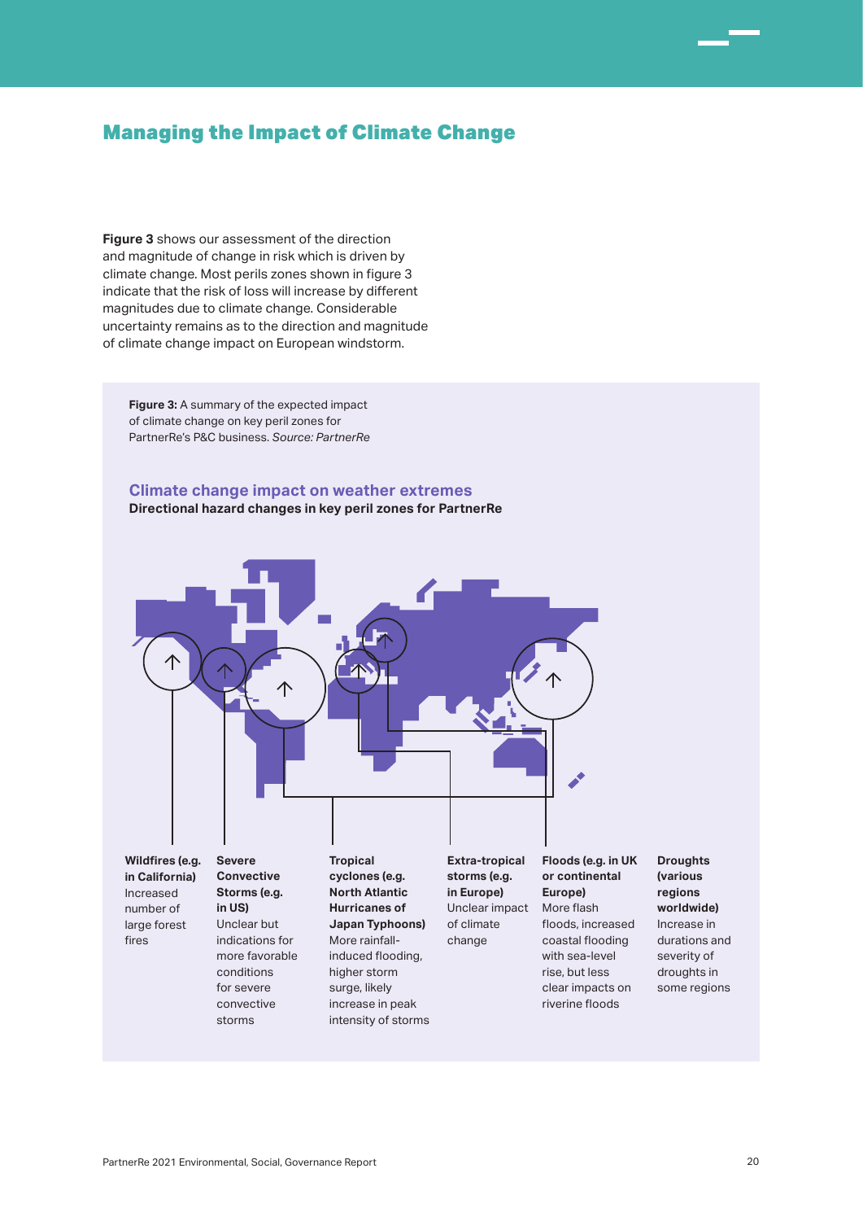## Managing the Impact of Climate Change

**Figure 3** shows our assessment of the direction and magnitude of change in risk which is driven by climate change. Most perils zones shown in figure 3 indicate that the risk of loss will increase by different magnitudes due to climate change. Considerable uncertainty remains as to the direction and magnitude of climate change impact on European windstorm.

**Figure 3:** A summary of the expected impact of climate change on key peril zones for PartnerRe's P&C business. *Source: PartnerRe*

### Climate change impact on weather extremes

**Directional hazard changes in key peril zones for PartnerRe**

**Wildfires (e.g. in California)** Increased number of large forest fires

**Severe Convective Storms (e.g. in US)** Unclear but indications for more favorable conditions for severe convective storms

**Tropical cyclones (e.g. North Atlantic Hurricanes of Japan Typhoons)** More rainfall-induced flooding, higher storm surge, likely increase in peak intensity of storms

**Extra-tropical storms (e.g. in Europe)** Unclear impact of climate change

**Floods (e.g. in UK or continental Europe)** More flash floods, increased coastal flooding with sea-level rise, but less clear impacts on riverine floods

**Droughts (various regions worldwide)** Increase in durations and severity of droughts in some regions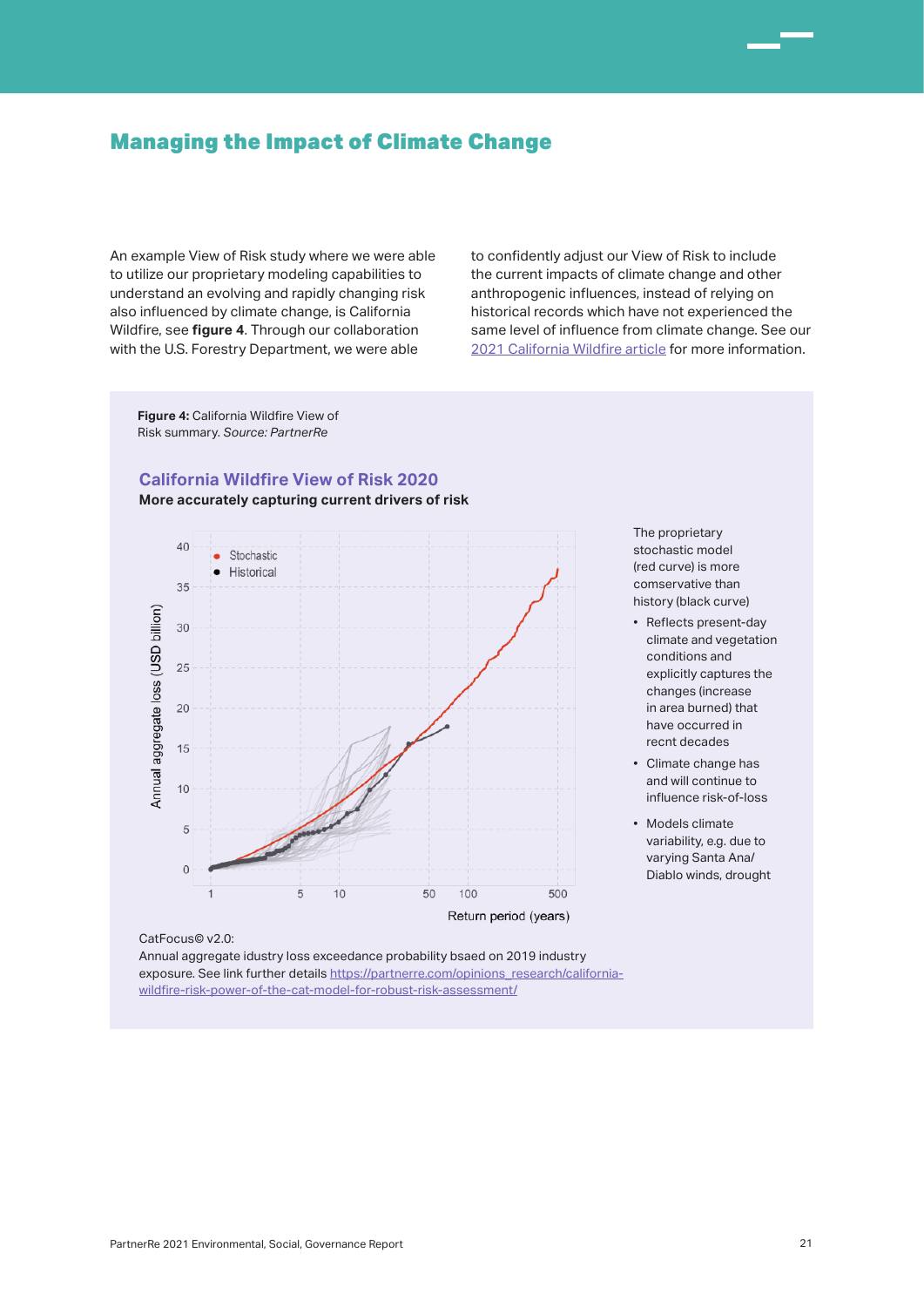## Managing the Impact of Climate Change

An example View of Risk study where we were able to utilize our proprietary modeling capabilities to understand an evolving and rapidly changing risk also influenced by climate change, is California Wildfire, see **figure 4**. Through our collaboration with the U.S. Forestry Department, we were able to confidently adjust our View of Risk to include the current impacts of climate change and other anthropogenic influences, instead of relying on historical records which have not experienced the same level of influence from climate change. See our [2021 California Wildfire article](https://partnerre.com/opinions_research/california-wildfire-risk-power-of-the-cat-model-for-robust-risk-assessment/) for more information.

**Figure 4:** California Wildfire View of Risk summary. *Source: PartnerRe*

### California Wildfire View of Risk 2020

**More accurately capturing current drivers of risk**

The proprietary stochastic model (red curve) is more comservative than history (black curve)

- Reflects present-day climate and vegetation conditions and explicitly captures the changes (increase in area burned) that have occurred in recnt decades
- Climate change has and will continue to influence risk-of-loss
- Models climate variability, e.g. due to varying Santa Ana/ Diablo winds, drought

CatFocus© v2.0:
Annual aggregate idustry loss exceedance probability bsaed on 2019 industry exposure. See link further details https://partnerre.com/opinions_research/california-wildfire-risk-power-of-the-cat-model-for-robust-risk-assessment/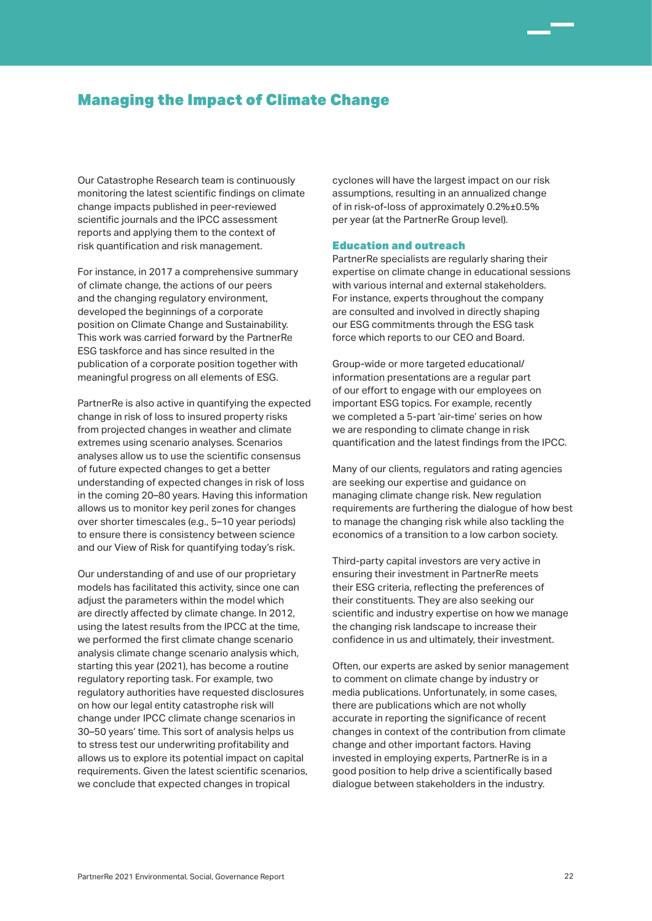## Managing the Impact of Climate Change

Our Catastrophe Research team is continuously monitoring the latest scientific findings on climate change impacts published in peer-reviewed scientific journals and the IPCC assessment reports and applying them to the context of risk quantification and risk management.

For instance, in 2017 a comprehensive summary of climate change, the actions of our peers and the changing regulatory environment, developed the beginnings of a corporate position on Climate Change and Sustainability. This work was carried forward by the PartnerRe ESG taskforce and has since resulted in the publication of a corporate position together with meaningful progress on all elements of ESG.

PartnerRe is also active in quantifying the expected change in risk of loss to insured property risks from projected changes in weather and climate extremes using scenario analyses. Scenarios analyses allow us to use the scientific consensus of future expected changes to get a better understanding of expected changes in risk of loss in the coming 20–80 years. Having this information allows us to monitor key peril zones for changes over shorter timescales (e.g., 5–10 year periods) to ensure there is consistency between science and our View of Risk for quantifying today's risk.

Our understanding of and use of our proprietary models has facilitated this activity, since one can adjust the parameters within the model which are directly affected by climate change. In 2012, using the latest results from the IPCC at the time, we performed the first climate change scenario analysis climate change scenario analysis which, starting this year (2021), has become a routine regulatory reporting task. For example, two regulatory authorities have requested disclosures on how our legal entity catastrophe risk will change under IPCC climate change scenarios in 30–50 years' time. This sort of analysis helps us to stress test our underwriting profitability and allows us to explore its potential impact on capital requirements. Given the latest scientific scenarios, we conclude that expected changes in tropical cyclones will have the largest impact on our risk assumptions, resulting in an annualized change of in risk-of-loss of approximately 0.2%±0.5% per year (at the PartnerRe Group level).

### Education and outreach

PartnerRe specialists are regularly sharing their expertise on climate change in educational sessions with various internal and external stakeholders. For instance, experts throughout the company are consulted and involved in directly shaping our ESG commitments through the ESG task force which reports to our CEO and Board.

Group-wide or more targeted educational/information presentations are a regular part of our effort to engage with our employees on important ESG topics. For example, recently we completed a 5-part 'air-time' series on how we are responding to climate change in risk quantification and the latest findings from the IPCC.

Many of our clients, regulators and rating agencies are seeking our expertise and guidance on managing climate change risk. New regulation requirements are furthering the dialogue of how best to manage the changing risk while also tackling the economics of a transition to a low carbon society.

Third-party capital investors are very active in ensuring their investment in PartnerRe meets their ESG criteria, reflecting the preferences of their constituents. They are also seeking our scientific and industry expertise on how we manage the changing risk landscape to increase their confidence in us and ultimately, their investment.

Often, our experts are asked by senior management to comment on climate change by industry or media publications. Unfortunately, in some cases, there are publications which are not wholly accurate in reporting the significance of recent changes in context of the contribution from climate change and other important factors. Having invested in employing experts, PartnerRe is in a good position to help drive a scientifically based dialogue between stakeholders in the industry.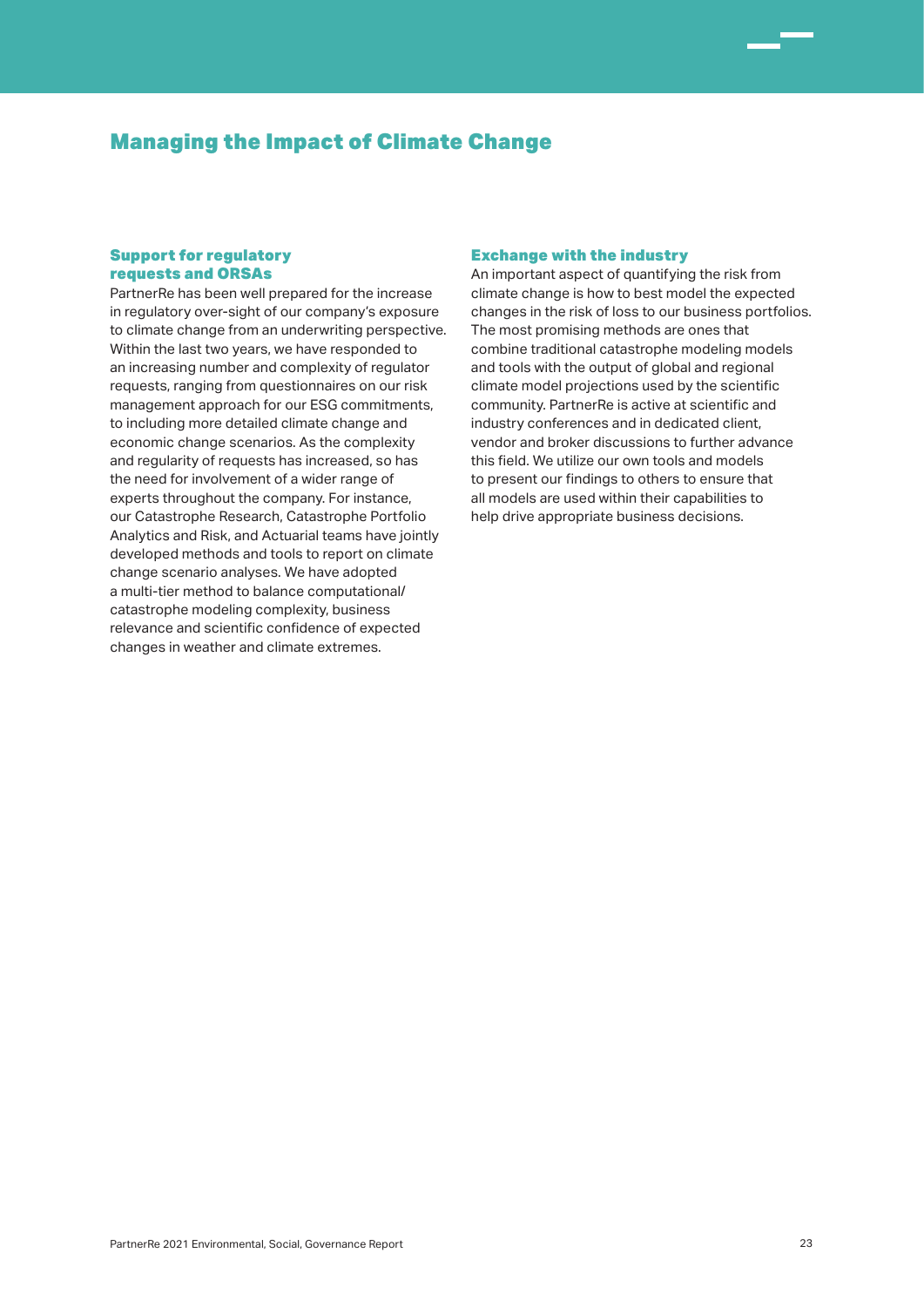# Managing the Impact of Climate Change

### Support for regulatory requests and ORSAs

PartnerRe has been well prepared for the increase in regulatory over-sight of our company's exposure to climate change from an underwriting perspective. Within the last two years, we have responded to an increasing number and complexity of regulator requests, ranging from questionnaires on our risk management approach for our ESG commitments, to including more detailed climate change and economic change scenarios. As the complexity and regularity of requests has increased, so has the need for involvement of a wider range of experts throughout the company. For instance, our Catastrophe Research, Catastrophe Portfolio Analytics and Risk, and Actuarial teams have jointly developed methods and tools to report on climate change scenario analyses. We have adopted a multi-tier method to balance computational/catastrophe modeling complexity, business relevance and scientific confidence of expected changes in weather and climate extremes.

### Exchange with the industry

An important aspect of quantifying the risk from climate change is how to best model the expected changes in the risk of loss to our business portfolios. The most promising methods are ones that combine traditional catastrophe modeling models and tools with the output of global and regional climate model projections used by the scientific community. PartnerRe is active at scientific and industry conferences and in dedicated client, vendor and broker discussions to further advance this field. We utilize our own tools and models to present our findings to others to ensure that all models are used within their capabilities to help drive appropriate business decisions.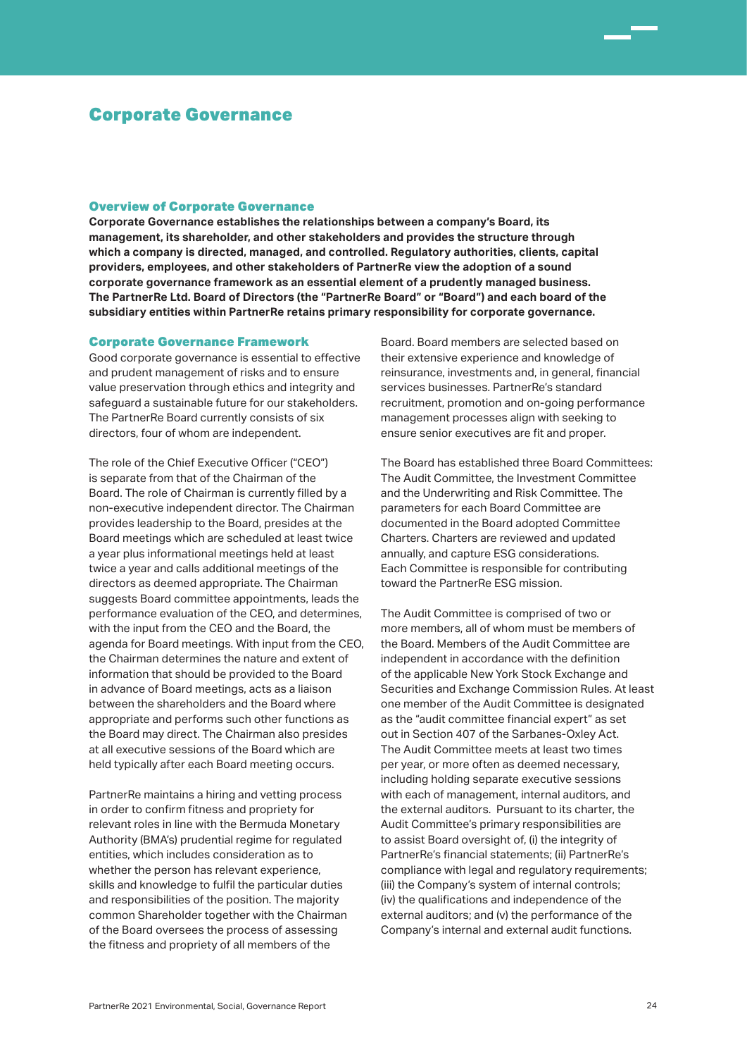# Corporate Governance

## Overview of Corporate Governance

**Corporate Governance establishes the relationships between a company's Board, its management, its shareholder, and other stakeholders and provides the structure through which a company is directed, managed, and controlled. Regulatory authorities, clients, capital providers, employees, and other stakeholders of PartnerRe view the adoption of a sound corporate governance framework as an essential element of a prudently managed business. The PartnerRe Ltd. Board of Directors (the "PartnerRe Board" or "Board") and each board of the subsidiary entities within PartnerRe retains primary responsibility for corporate governance.**

## Corporate Governance Framework

Good corporate governance is essential to effective and prudent management of risks and to ensure value preservation through ethics and integrity and safeguard a sustainable future for our stakeholders. The PartnerRe Board currently consists of six directors, four of whom are independent.

The role of the Chief Executive Officer ("CEO") is separate from that of the Chairman of the Board. The role of Chairman is currently filled by a non-executive independent director. The Chairman provides leadership to the Board, presides at the Board meetings which are scheduled at least twice a year plus informational meetings held at least twice a year and calls additional meetings of the directors as deemed appropriate. The Chairman suggests Board committee appointments, leads the performance evaluation of the CEO, and determines, with the input from the CEO and the Board, the agenda for Board meetings. With input from the CEO, the Chairman determines the nature and extent of information that should be provided to the Board in advance of Board meetings, acts as a liaison between the shareholders and the Board where appropriate and performs such other functions as the Board may direct. The Chairman also presides at all executive sessions of the Board which are held typically after each Board meeting occurs.

PartnerRe maintains a hiring and vetting process in order to confirm fitness and propriety for relevant roles in line with the Bermuda Monetary Authority (BMA's) prudential regime for regulated entities, which includes consideration as to whether the person has relevant experience, skills and knowledge to fulfil the particular duties and responsibilities of the position. The majority common Shareholder together with the Chairman of the Board oversees the process of assessing the fitness and propriety of all members of the Board. Board members are selected based on their extensive experience and knowledge of reinsurance, investments and, in general, financial services businesses. PartnerRe's standard recruitment, promotion and on-going performance management processes align with seeking to ensure senior executives are fit and proper.

The Board has established three Board Committees: The Audit Committee, the Investment Committee and the Underwriting and Risk Committee. The parameters for each Board Committee are documented in the Board adopted Committee Charters. Charters are reviewed and updated annually, and capture ESG considerations. Each Committee is responsible for contributing toward the PartnerRe ESG mission.

The Audit Committee is comprised of two or more members, all of whom must be members of the Board. Members of the Audit Committee are independent in accordance with the definition of the applicable New York Stock Exchange and Securities and Exchange Commission Rules. At least one member of the Audit Committee is designated as the "audit committee financial expert" as set out in Section 407 of the Sarbanes-Oxley Act. The Audit Committee meets at least two times per year, or more often as deemed necessary, including holding separate executive sessions with each of management, internal auditors, and the external auditors. Pursuant to its charter, the Audit Committee's primary responsibilities are to assist Board oversight of, (i) the integrity of PartnerRe's financial statements; (ii) PartnerRe's compliance with legal and regulatory requirements; (iii) the Company's system of internal controls; (iv) the qualifications and independence of the external auditors; and (v) the performance of the Company's internal and external audit functions.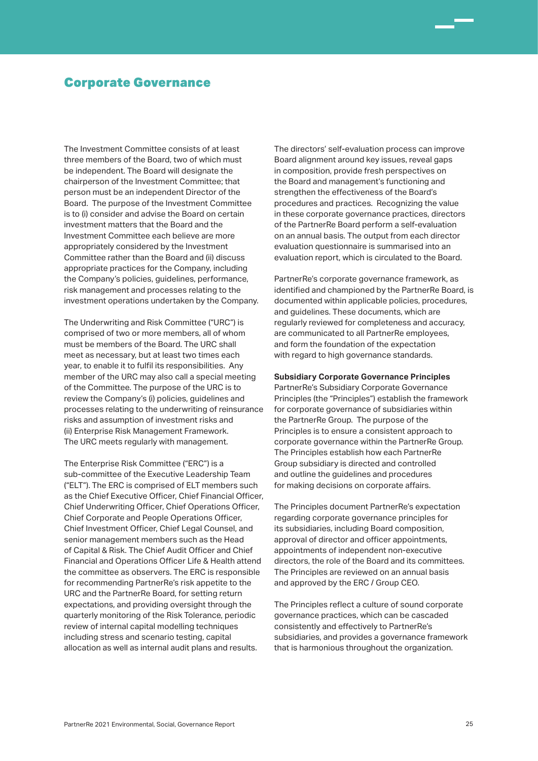# Corporate Governance

The Investment Committee consists of at least three members of the Board, two of which must be independent. The Board will designate the chairperson of the Investment Committee; that person must be an independent Director of the Board. The purpose of the Investment Committee is to (i) consider and advise the Board on certain investment matters that the Board and the Investment Committee each believe are more appropriately considered by the Investment Committee rather than the Board and (ii) discuss appropriate practices for the Company, including the Company's policies, guidelines, performance, risk management and processes relating to the investment operations undertaken by the Company.

The Underwriting and Risk Committee ("URC") is comprised of two or more members, all of whom must be members of the Board. The URC shall meet as necessary, but at least two times each year, to enable it to fulfil its responsibilities. Any member of the URC may also call a special meeting of the Committee. The purpose of the URC is to review the Company's (i) policies, guidelines and processes relating to the underwriting of reinsurance risks and assumption of investment risks and (ii) Enterprise Risk Management Framework. The URC meets regularly with management.

The Enterprise Risk Committee ("ERC") is a sub-committee of the Executive Leadership Team ("ELT"). The ERC is comprised of ELT members such as the Chief Executive Officer, Chief Financial Officer, Chief Underwriting Officer, Chief Operations Officer, Chief Corporate and People Operations Officer, Chief Investment Officer, Chief Legal Counsel, and senior management members such as the Head of Capital & Risk. The Chief Audit Officer and Chief Financial and Operations Officer Life & Health attend the committee as observers. The ERC is responsible for recommending PartnerRe's risk appetite to the URC and the PartnerRe Board, for setting return expectations, and providing oversight through the quarterly monitoring of the Risk Tolerance, periodic review of internal capital modelling techniques including stress and scenario testing, capital allocation as well as internal audit plans and results.

The directors' self-evaluation process can improve Board alignment around key issues, reveal gaps in composition, provide fresh perspectives on the Board and management's functioning and strengthen the effectiveness of the Board's procedures and practices. Recognizing the value in these corporate governance practices, directors of the PartnerRe Board perform a self-evaluation on an annual basis. The output from each director evaluation questionnaire is summarised into an evaluation report, which is circulated to the Board.

PartnerRe's corporate governance framework, as identified and championed by the PartnerRe Board, is documented within applicable policies, procedures, and guidelines. These documents, which are regularly reviewed for completeness and accuracy, are communicated to all PartnerRe employees, and form the foundation of the expectation with regard to high governance standards.

**Subsidiary Corporate Governance Principles**

PartnerRe's Subsidiary Corporate Governance Principles (the "Principles") establish the framework for corporate governance of subsidiaries within the PartnerRe Group. The purpose of the Principles is to ensure a consistent approach to corporate governance within the PartnerRe Group. The Principles establish how each PartnerRe Group subsidiary is directed and controlled and outline the guidelines and procedures for making decisions on corporate affairs.

The Principles document PartnerRe's expectation regarding corporate governance principles for its subsidiaries, including Board composition, approval of director and officer appointments, appointments of independent non-executive directors, the role of the Board and its committees. The Principles are reviewed on an annual basis and approved by the ERC / Group CEO.

The Principles reflect a culture of sound corporate governance practices, which can be cascaded consistently and effectively to PartnerRe's subsidiaries, and provides a governance framework that is harmonious throughout the organization.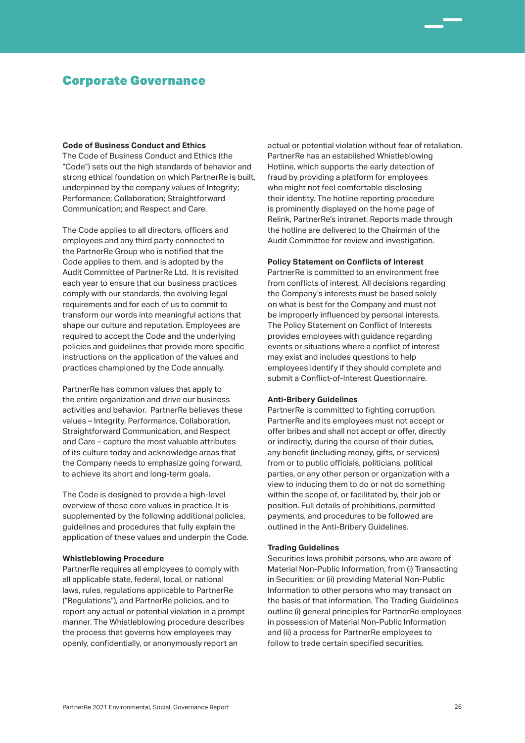# Corporate Governance

### Code of Business Conduct and Ethics

The Code of Business Conduct and Ethics (the "Code") sets out the high standards of behavior and strong ethical foundation on which PartnerRe is built, underpinned by the company values of Integrity; Performance; Collaboration; Straightforward Communication; and Respect and Care.

The Code applies to all directors, officers and employees and any third party connected to the PartnerRe Group who is notified that the Code applies to them. and is adopted by the Audit Committee of PartnerRe Ltd. It is revisited each year to ensure that our business practices comply with our standards, the evolving legal requirements and for each of us to commit to transform our words into meaningful actions that shape our culture and reputation. Employees are required to accept the Code and the underlying policies and guidelines that provide more specific instructions on the application of the values and practices championed by the Code annually.

PartnerRe has common values that apply to the entire organization and drive our business activities and behavior. PartnerRe believes these values – Integrity, Performance, Collaboration, Straightforward Communication, and Respect and Care – capture the most valuable attributes of its culture today and acknowledge areas that the Company needs to emphasize going forward, to achieve its short and long-term goals.

The Code is designed to provide a high-level overview of these core values in practice. It is supplemented by the following additional policies, guidelines and procedures that fully explain the application of these values and underpin the Code.

### Whistleblowing Procedure

PartnerRe requires all employees to comply with all applicable state, federal, local, or national laws, rules, regulations applicable to PartnerRe ("Regulations"), and PartnerRe policies, and to report any actual or potential violation in a prompt manner. The Whistleblowing procedure describes the process that governs how employees may openly, confidentially, or anonymously report an actual or potential violation without fear of retaliation. PartnerRe has an established Whistleblowing Hotline, which supports the early detection of fraud by providing a platform for employees who might not feel comfortable disclosing their identity. The hotline reporting procedure is prominently displayed on the home page of Relink, PartnerRe's intranet. Reports made through the hotline are delivered to the Chairman of the Audit Committee for review and investigation.

### Policy Statement on Conflicts of Interest

PartnerRe is committed to an environment free from conflicts of interest. All decisions regarding the Company's interests must be based solely on what is best for the Company and must not be improperly influenced by personal interests. The Policy Statement on Conflict of Interests provides employees with guidance regarding events or situations where a conflict of interest may exist and includes questions to help employees identify if they should complete and submit a Conflict-of-Interest Questionnaire.

### Anti-Bribery Guidelines

PartnerRe is committed to fighting corruption. PartnerRe and its employees must not accept or offer bribes and shall not accept or offer, directly or indirectly, during the course of their duties, any benefit (including money, gifts, or services) from or to public officials, politicians, political parties, or any other person or organization with a view to inducing them to do or not do something within the scope of, or facilitated by, their job or position. Full details of prohibitions, permitted payments, and procedures to be followed are outlined in the Anti-Bribery Guidelines.

### Trading Guidelines

Securities laws prohibit persons, who are aware of Material Non-Public Information, from (i) Transacting in Securities; or (ii) providing Material Non-Public Information to other persons who may transact on the basis of that information. The Trading Guidelines outline (i) general principles for PartnerRe employees in possession of Material Non-Public Information and (ii) a process for PartnerRe employees to follow to trade certain specified securities.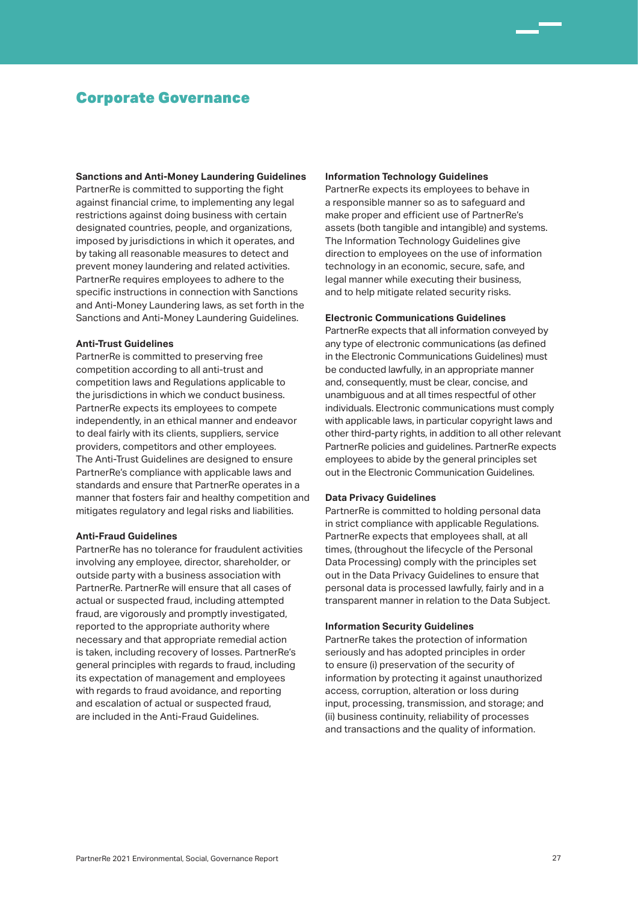# Corporate Governance

### Sanctions and Anti-Money Laundering Guidelines

PartnerRe is committed to supporting the fight against financial crime, to implementing any legal restrictions against doing business with certain designated countries, people, and organizations, imposed by jurisdictions in which it operates, and by taking all reasonable measures to detect and prevent money laundering and related activities. PartnerRe requires employees to adhere to the specific instructions in connection with Sanctions and Anti-Money Laundering laws, as set forth in the Sanctions and Anti-Money Laundering Guidelines.

### Anti-Trust Guidelines

PartnerRe is committed to preserving free competition according to all anti-trust and competition laws and Regulations applicable to the jurisdictions in which we conduct business. PartnerRe expects its employees to compete independently, in an ethical manner and endeavor to deal fairly with its clients, suppliers, service providers, competitors and other employees. The Anti-Trust Guidelines are designed to ensure PartnerRe's compliance with applicable laws and standards and ensure that PartnerRe operates in a manner that fosters fair and healthy competition and mitigates regulatory and legal risks and liabilities.

### Anti-Fraud Guidelines

PartnerRe has no tolerance for fraudulent activities involving any employee, director, shareholder, or outside party with a business association with PartnerRe. PartnerRe will ensure that all cases of actual or suspected fraud, including attempted fraud, are vigorously and promptly investigated, reported to the appropriate authority where necessary and that appropriate remedial action is taken, including recovery of losses. PartnerRe's general principles with regards to fraud, including its expectation of management and employees with regards to fraud avoidance, and reporting and escalation of actual or suspected fraud, are included in the Anti-Fraud Guidelines.

### Information Technology Guidelines

PartnerRe expects its employees to behave in a responsible manner so as to safeguard and make proper and efficient use of PartnerRe's assets (both tangible and intangible) and systems. The Information Technology Guidelines give direction to employees on the use of information technology in an economic, secure, safe, and legal manner while executing their business, and to help mitigate related security risks.

### Electronic Communications Guidelines

PartnerRe expects that all information conveyed by any type of electronic communications (as defined in the Electronic Communications Guidelines) must be conducted lawfully, in an appropriate manner and, consequently, must be clear, concise, and unambiguous and at all times respectful of other individuals. Electronic communications must comply with applicable laws, in particular copyright laws and other third-party rights, in addition to all other relevant PartnerRe policies and guidelines. PartnerRe expects employees to abide by the general principles set out in the Electronic Communication Guidelines.

### Data Privacy Guidelines

PartnerRe is committed to holding personal data in strict compliance with applicable Regulations. PartnerRe expects that employees shall, at all times, (throughout the lifecycle of the Personal Data Processing) comply with the principles set out in the Data Privacy Guidelines to ensure that personal data is processed lawfully, fairly and in a transparent manner in relation to the Data Subject.

### Information Security Guidelines

PartnerRe takes the protection of information seriously and has adopted principles in order to ensure (i) preservation of the security of information by protecting it against unauthorized access, corruption, alteration or loss during input, processing, transmission, and storage; and (ii) business continuity, reliability of processes and transactions and the quality of information.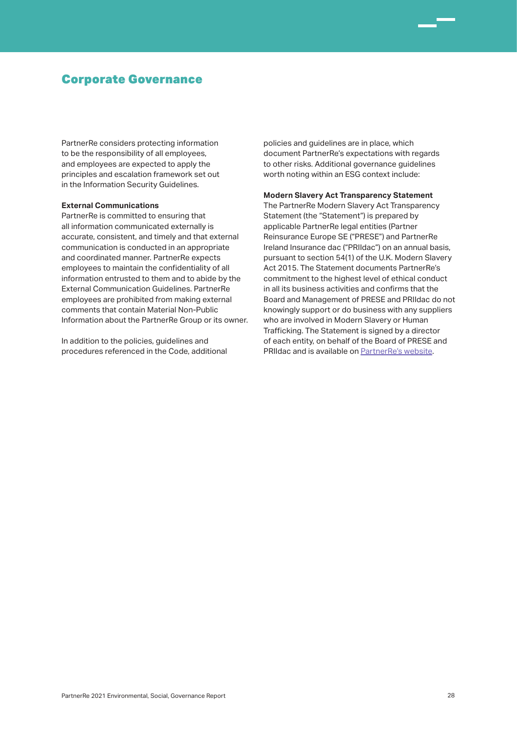## Corporate Governance

PartnerRe considers protecting information to be the responsibility of all employees, and employees are expected to apply the principles and escalation framework set out in the Information Security Guidelines.

**External Communications**

PartnerRe is committed to ensuring that all information communicated externally is accurate, consistent, and timely and that external communication is conducted in an appropriate and coordinated manner. PartnerRe expects employees to maintain the confidentiality of all information entrusted to them and to abide by the External Communication Guidelines. PartnerRe employees are prohibited from making external comments that contain Material Non-Public Information about the PartnerRe Group or its owner.

In addition to the policies, guidelines and procedures referenced in the Code, additional policies and guidelines are in place, which document PartnerRe's expectations with regards to other risks. Additional governance guidelines worth noting within an ESG context include:

**Modern Slavery Act Transparency Statement**

The PartnerRe Modern Slavery Act Transparency Statement (the "Statement") is prepared by applicable PartnerRe legal entities (Partner Reinsurance Europe SE ("PRESE") and PartnerRe Ireland Insurance dac ("PRIIdac") on an annual basis, pursuant to section 54(1) of the U.K. Modern Slavery Act 2015. The Statement documents PartnerRe's commitment to the highest level of ethical conduct in all its business activities and confirms that the Board and Management of PRESE and PRIIdac do not knowingly support or do business with any suppliers who are involved in Modern Slavery or Human Trafficking. The Statement is signed by a director of each entity, on behalf of the Board of PRESE and PRIIdac and is available on PartnerRe's website.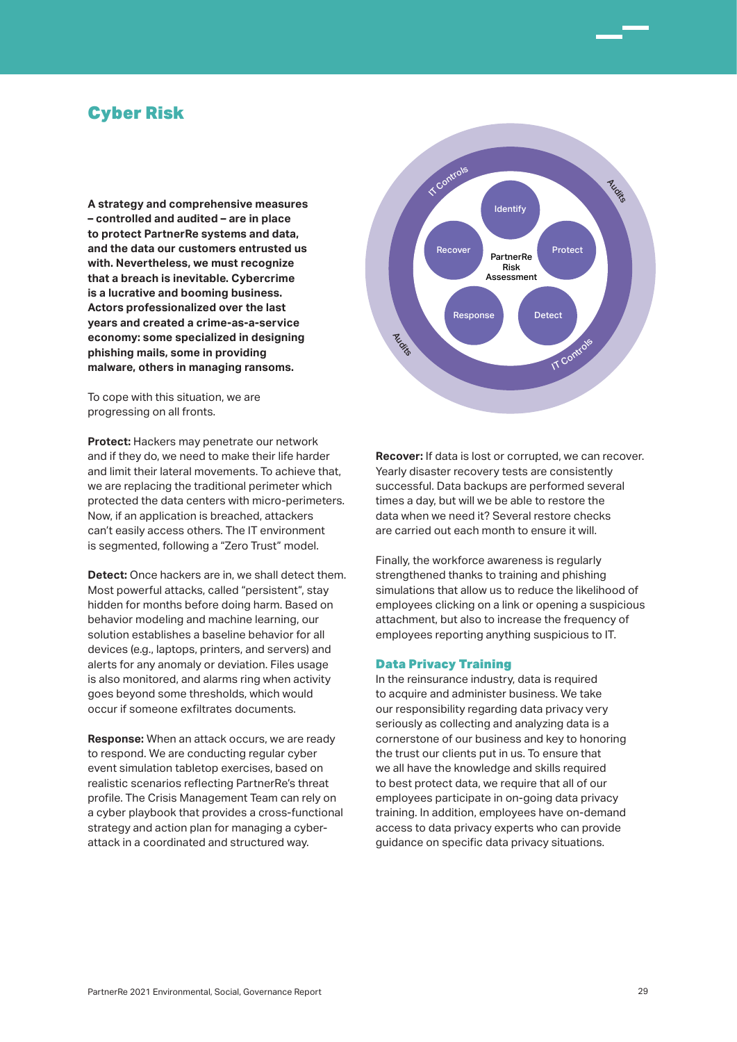## Cyber Risk

**A strategy and comprehensive measures – controlled and audited – are in place to protect PartnerRe systems and data, and the data our customers entrusted us with. Nevertheless, we must recognize that a breach is inevitable. Cybercrime is a lucrative and booming business. Actors professionalized over the last years and created a crime-as-a-service economy: some specialized in designing phishing mails, some in providing malware, others in managing ransoms.**

To cope with this situation, we are progressing on all fronts.

**Protect:** Hackers may penetrate our network and if they do, we need to make their life harder and limit their lateral movements. To achieve that, we are replacing the traditional perimeter which protected the data centers with micro-perimeters. Now, if an application is breached, attackers can't easily access others. The IT environment is segmented, following a "Zero Trust" model.

**Detect:** Once hackers are in, we shall detect them. Most powerful attacks, called "persistent", stay hidden for months before doing harm. Based on behavior modeling and machine learning, our solution establishes a baseline behavior for all devices (e.g., laptops, printers, and servers) and alerts for any anomaly or deviation. Files usage is also monitored, and alarms ring when activity goes beyond some thresholds, which would occur if someone exfiltrates documents.

**Response:** When an attack occurs, we are ready to respond. We are conducting regular cyber event simulation tabletop exercises, based on realistic scenarios reflecting PartnerRe's threat profile. The Crisis Management Team can rely on a cyber playbook that provides a cross-functional strategy and action plan for managing a cyber-attack in a coordinated and structured way.

IT Controls, Audits, Identify, Protect, Detect, Response, Recover, PartnerRe Risk Assessment

**Recover:** If data is lost or corrupted, we can recover. Yearly disaster recovery tests are consistently successful. Data backups are performed several times a day, but will we be able to restore the data when we need it? Several restore checks are carried out each month to ensure it will.

Finally, the workforce awareness is regularly strengthened thanks to training and phishing simulations that allow us to reduce the likelihood of employees clicking on a link or opening a suspicious attachment, but also to increase the frequency of employees reporting anything suspicious to IT.

### Data Privacy Training

In the reinsurance industry, data is required to acquire and administer business. We take our responsibility regarding data privacy very seriously as collecting and analyzing data is a cornerstone of our business and key to honoring the trust our clients put in us. To ensure that we all have the knowledge and skills required to best protect data, we require that all of our employees participate in on-going data privacy training. In addition, employees have on-demand access to data privacy experts who can provide guidance on specific data privacy situations.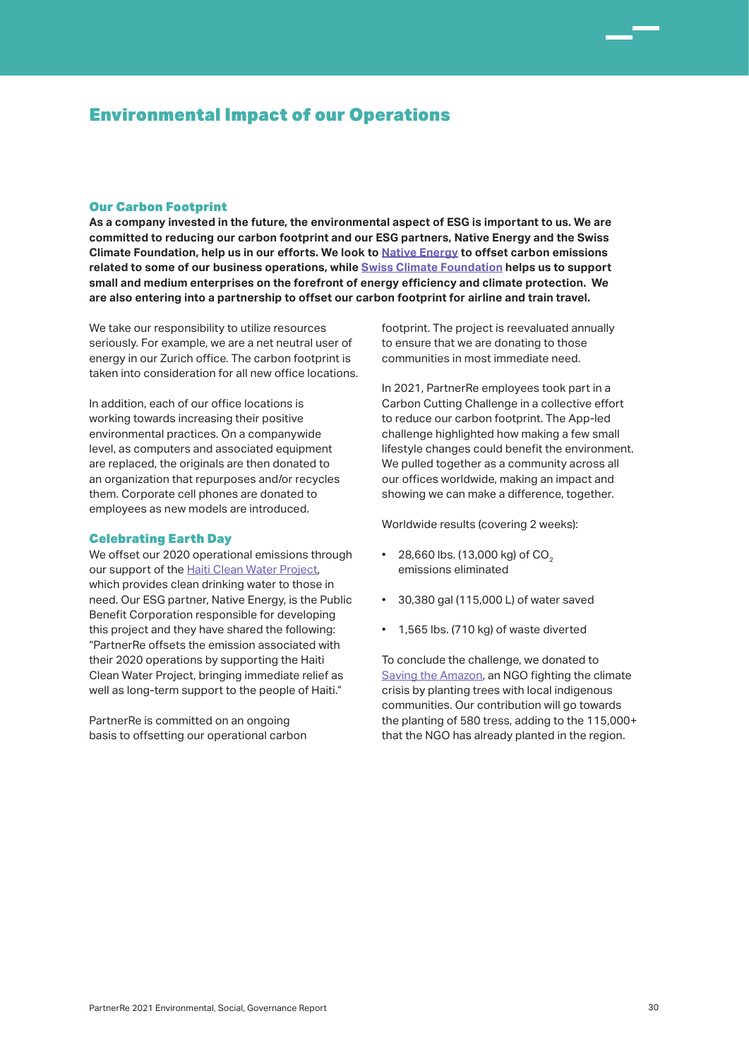# Environmental Impact of our Operations

## Our Carbon Footprint

**As a company invested in the future, the environmental aspect of ESG is important to us. We are committed to reducing our carbon footprint and our ESG partners, Native Energy and the Swiss Climate Foundation, help us in our efforts. We look to Native Energy to offset carbon emissions related to some of our business operations, while Swiss Climate Foundation helps us to support small and medium enterprises on the forefront of energy efficiency and climate protection. We are also entering into a partnership to offset our carbon footprint for airline and train travel.**

We take our responsibility to utilize resources seriously. For example, we are a net neutral user of energy in our Zurich office. The carbon footprint is taken into consideration for all new office locations.

In addition, each of our office locations is working towards increasing their positive environmental practices. On a companywide level, as computers and associated equipment are replaced, the originals are then donated to an organization that repurposes and/or recycles them. Corporate cell phones are donated to employees as new models are introduced.

## Celebrating Earth Day

We offset our 2020 operational emissions through our support of the Haiti Clean Water Project, which provides clean drinking water to those in need. Our ESG partner, Native Energy, is the Public Benefit Corporation responsible for developing this project and they have shared the following: "PartnerRe offsets the emission associated with their 2020 operations by supporting the Haiti Clean Water Project, bringing immediate relief as well as long-term support to the people of Haiti."

PartnerRe is committed on an ongoing basis to offsetting our operational carbon footprint. The project is reevaluated annually to ensure that we are donating to those communities in most immediate need.

In 2021, PartnerRe employees took part in a Carbon Cutting Challenge in a collective effort to reduce our carbon footprint. The App-led challenge highlighted how making a few small lifestyle changes could benefit the environment. We pulled together as a community across all our offices worldwide, making an impact and showing we can make a difference, together.

Worldwide results (covering 2 weeks):

- 28,660 lbs. (13,000 kg) of $CO_2$ emissions eliminated
- 30,380 gal (115,000 L) of water saved
- 1,565 lbs. (710 kg) of waste diverted

To conclude the challenge, we donated to Saving the Amazon, an NGO fighting the climate crisis by planting trees with local indigenous communities. Our contribution will go towards the planting of 580 tress, adding to the 115,000+ that the NGO has already planted in the region.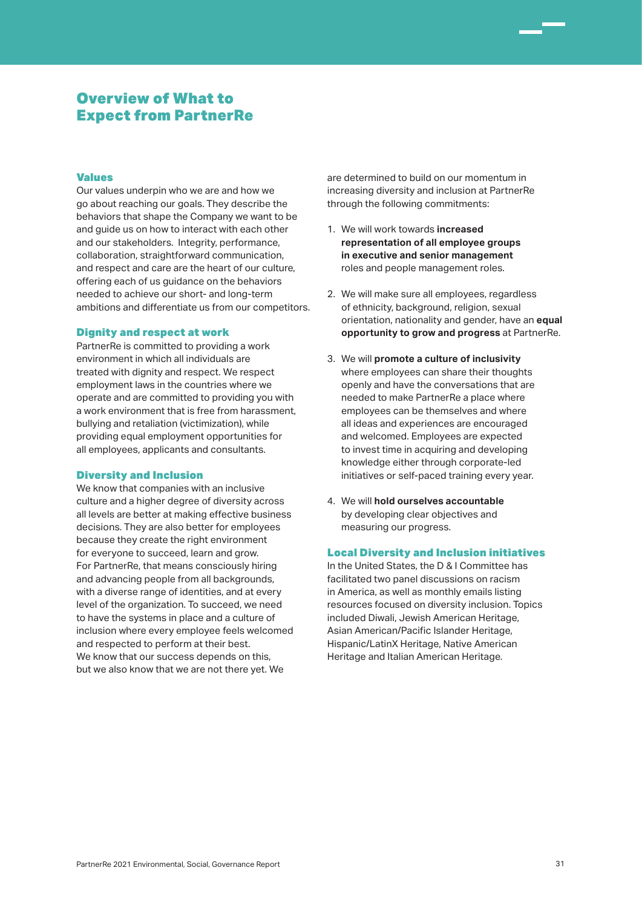# Overview of What to Expect from PartnerRe

### Values

Our values underpin who we are and how we go about reaching our goals. They describe the behaviors that shape the Company we want to be and guide us on how to interact with each other and our stakeholders. Integrity, performance, collaboration, straightforward communication, and respect and care are the heart of our culture, offering each of us guidance on the behaviors needed to achieve our short- and long-term ambitions and differentiate us from our competitors.

### Dignity and respect at work

PartnerRe is committed to providing a work environment in which all individuals are treated with dignity and respect. We respect employment laws in the countries where we operate and are committed to providing you with a work environment that is free from harassment, bullying and retaliation (victimization), while providing equal employment opportunities for all employees, applicants and consultants.

### Diversity and Inclusion

We know that companies with an inclusive culture and a higher degree of diversity across all levels are better at making effective business decisions. They are also better for employees because they create the right environment for everyone to succeed, learn and grow. For PartnerRe, that means consciously hiring and advancing people from all backgrounds, with a diverse range of identities, and at every level of the organization. To succeed, we need to have the systems in place and a culture of inclusion where every employee feels welcomed and respected to perform at their best. We know that our success depends on this, but we also know that we are not there yet. We are determined to build on our momentum in increasing diversity and inclusion at PartnerRe through the following commitments:

1. We will work towards **increased representation of all employee groups in executive and senior management** roles and people management roles.
2. We will make sure all employees, regardless of ethnicity, background, religion, sexual orientation, nationality and gender, have an **equal opportunity to grow and progress** at PartnerRe.
3. We will **promote a culture of inclusivity** where employees can share their thoughts openly and have the conversations that are needed to make PartnerRe a place where employees can be themselves and where all ideas and experiences are encouraged and welcomed. Employees are expected to invest time in acquiring and developing knowledge either through corporate-led initiatives or self-paced training every year.
4. We will **hold ourselves accountable** by developing clear objectives and measuring our progress.

### Local Diversity and Inclusion initiatives

In the United States, the D & I Committee has facilitated two panel discussions on racism in America, as well as monthly emails listing resources focused on diversity inclusion. Topics included Diwali, Jewish American Heritage, Asian American/Pacific Islander Heritage, Hispanic/LatinX Heritage, Native American Heritage and Italian American Heritage.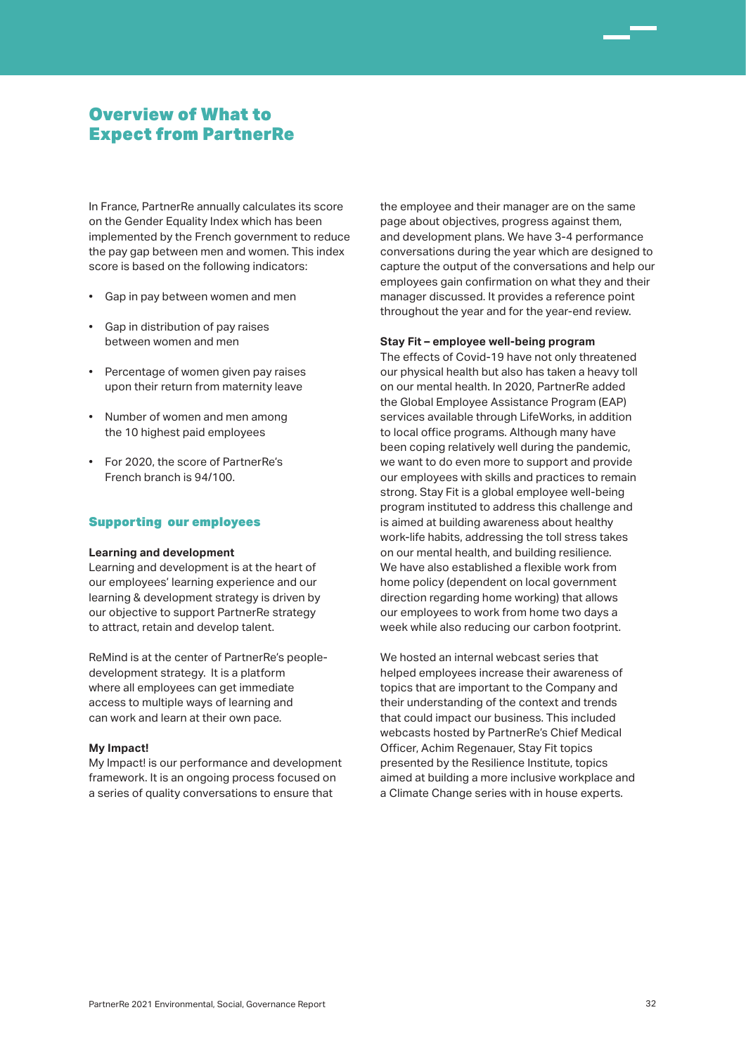# Overview of What to Expect from PartnerRe

In France, PartnerRe annually calculates its score on the Gender Equality Index which has been implemented by the French government to reduce the pay gap between men and women. This index score is based on the following indicators:

- Gap in pay between women and men
- Gap in distribution of pay raises between women and men
- Percentage of women given pay raises upon their return from maternity leave
- Number of women and men among the 10 highest paid employees
- For 2020, the score of PartnerRe's French branch is 94/100.

## Supporting our employees

**Learning and development**
Learning and development is at the heart of our employees' learning experience and our learning & development strategy is driven by our objective to support PartnerRe strategy to attract, retain and develop talent.

ReMind is at the center of PartnerRe's people-development strategy. It is a platform where all employees can get immediate access to multiple ways of learning and can work and learn at their own pace.

**My Impact!**
My Impact! is our performance and development framework. It is an ongoing process focused on a series of quality conversations to ensure that the employee and their manager are on the same page about objectives, progress against them, and development plans. We have 3-4 performance conversations during the year which are designed to capture the output of the conversations and help our employees gain confirmation on what they and their manager discussed. It provides a reference point throughout the year and for the year-end review.

**Stay Fit – employee well-being program**
The effects of Covid-19 have not only threatened our physical health but also has taken a heavy toll on our mental health. In 2020, PartnerRe added the Global Employee Assistance Program (EAP) services available through LifeWorks, in addition to local office programs. Although many have been coping relatively well during the pandemic, we want to do even more to support and provide our employees with skills and practices to remain strong. Stay Fit is a global employee well-being program instituted to address this challenge and is aimed at building awareness about healthy work-life habits, addressing the toll stress takes on our mental health, and building resilience. We have also established a flexible work from home policy (dependent on local government direction regarding home working) that allows our employees to work from home two days a week while also reducing our carbon footprint.

We hosted an internal webcast series that helped employees increase their awareness of topics that are important to the Company and their understanding of the context and trends that could impact our business. This included webcasts hosted by PartnerRe's Chief Medical Officer, Achim Regenauer, Stay Fit topics presented by the Resilience Institute, topics aimed at building a more inclusive workplace and a Climate Change series with in house experts.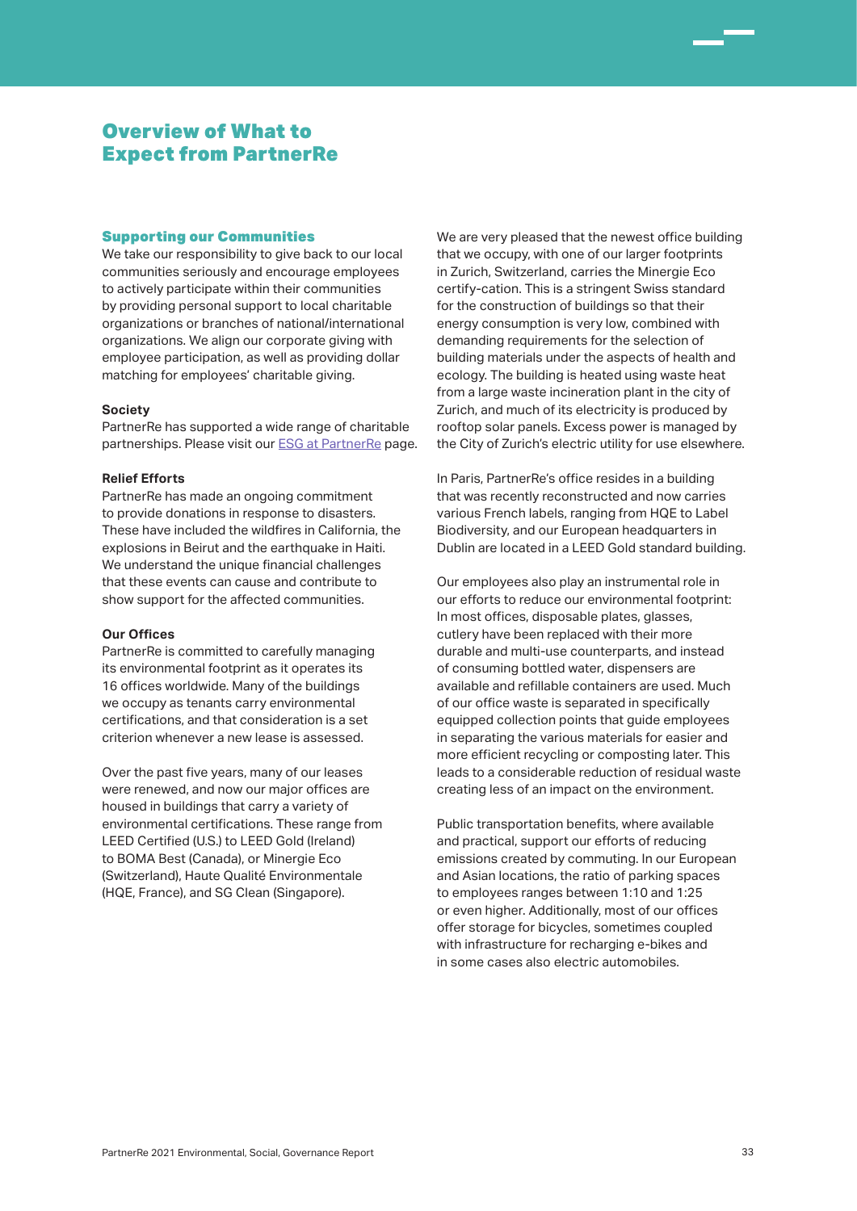# Overview of What to Expect from PartnerRe

## Supporting our Communities

We take our responsibility to give back to our local communities seriously and encourage employees to actively participate within their communities by providing personal support to local charitable organizations or branches of national/international organizations. We align our corporate giving with employee participation, as well as providing dollar matching for employees' charitable giving.

### Society

PartnerRe has supported a wide range of charitable partnerships. Please visit our [ESG at PartnerRe] page.

### Relief Efforts

PartnerRe has made an ongoing commitment to provide donations in response to disasters. These have included the wildfires in California, the explosions in Beirut and the earthquake in Haiti. We understand the unique financial challenges that these events can cause and contribute to show support for the affected communities.

### Our Offices

PartnerRe is committed to carefully managing its environmental footprint as it operates its 16 offices worldwide. Many of the buildings we occupy as tenants carry environmental certifications, and that consideration is a set criterion whenever a new lease is assessed.

Over the past five years, many of our leases were renewed, and now our major offices are housed in buildings that carry a variety of environmental certifications. These range from LEED Certified (U.S.) to LEED Gold (Ireland) to BOMA Best (Canada), or Minergie Eco (Switzerland), Haute Qualité Environmentale (HQE, France), and SG Clean (Singapore).

We are very pleased that the newest office building that we occupy, with one of our larger footprints in Zurich, Switzerland, carries the Minergie Eco certify-cation. This is a stringent Swiss standard for the construction of buildings so that their energy consumption is very low, combined with demanding requirements for the selection of building materials under the aspects of health and ecology. The building is heated using waste heat from a large waste incineration plant in the city of Zurich, and much of its electricity is produced by rooftop solar panels. Excess power is managed by the City of Zurich's electric utility for use elsewhere.

In Paris, PartnerRe's office resides in a building that was recently reconstructed and now carries various French labels, ranging from HQE to Label Biodiversity, and our European headquarters in Dublin are located in a LEED Gold standard building.

Our employees also play an instrumental role in our efforts to reduce our environmental footprint: In most offices, disposable plates, glasses, cutlery have been replaced with their more durable and multi-use counterparts, and instead of consuming bottled water, dispensers are available and refillable containers are used. Much of our office waste is separated in specifically equipped collection points that guide employees in separating the various materials for easier and more efficient recycling or composting later. This leads to a considerable reduction of residual waste creating less of an impact on the environment.

Public transportation benefits, where available and practical, support our efforts of reducing emissions created by commuting. In our European and Asian locations, the ratio of parking spaces to employees ranges between 1:10 and 1:25 or even higher. Additionally, most of our offices offer storage for bicycles, sometimes coupled with infrastructure for recharging e-bikes and in some cases also electric automobiles.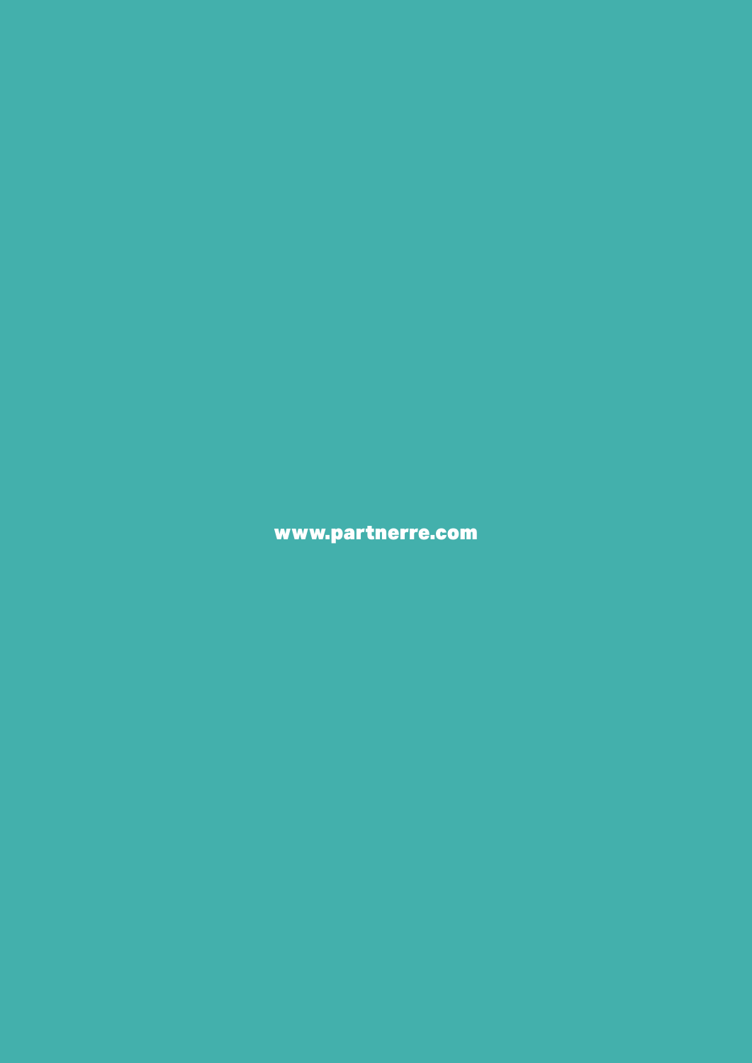**www.partnerre.com**